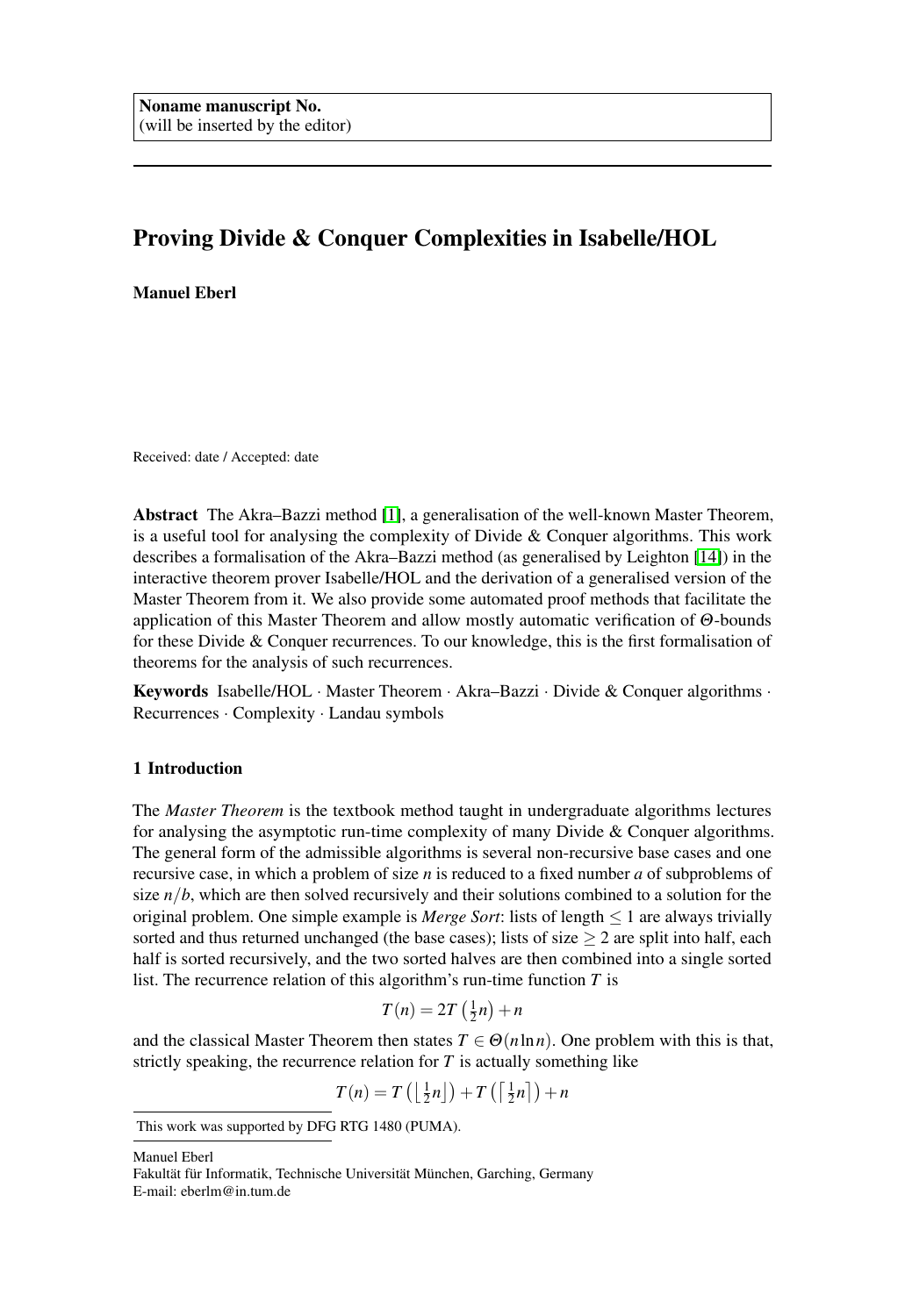Noname manuscript No.
(will be inserted by the editor)

# Proving Divide & Conquer Complexities in Isabelle/HOL

**Manuel Eberl**

Received: date / Accepted: date

**Abstract** The Akra–Bazzi method [1], a generalisation of the well-known Master Theorem, is a useful tool for analysing the complexity of Divide & Conquer algorithms. This work describes a formalisation of the Akra–Bazzi method (as generalised by Leighton [14]) in the interactive theorem prover Isabelle/HOL and the derivation of a generalised version of the Master Theorem from it. We also provide some automated proof methods that facilitate the application of this Master Theorem and allow mostly automatic verification of $\Theta$-bounds for these Divide & Conquer recurrences. To our knowledge, this is the first formalisation of theorems for the analysis of such recurrences.

**Keywords** Isabelle/HOL · Master Theorem · Akra–Bazzi · Divide & Conquer algorithms · Recurrences · Complexity · Landau symbols

## 1 Introduction

The *Master Theorem* is the textbook method taught in undergraduate algorithms lectures for analysing the asymptotic run-time complexity of many Divide & Conquer algorithms. The general form of the admissible algorithms is several non-recursive base cases and one recursive case, in which a problem of size $n$ is reduced to a fixed number $a$ of subproblems of size $n/b$, which are then solved recursively and their solutions combined to a solution for the original problem. One simple example is *Merge Sort*: lists of length $\leq 1$ are always trivially sorted and thus returned unchanged (the base cases); lists of size $\geq 2$ are split into half, each half is sorted recursively, and the two sorted halves are then combined into a single sorted list. The recurrence relation of this algorithm's run-time function $T$ is

$$T(n) = 2T\left(\tfrac{1}{2}n\right) + n$$

and the classical Master Theorem then states $T \in \Theta(n \ln n)$. One problem with this is that, strictly speaking, the recurrence relation for $T$ is actually something like

$$T(n) = T\left(\left\lfloor \tfrac{1}{2}n \right\rfloor\right) + T\left(\left\lceil \tfrac{1}{2}n \right\rceil\right) + n$$

This work was supported by DFG RTG 1480 (PUMA).

Manuel Eberl
Fakultät für Informatik, Technische Universität München, Garching, Germany
E-mail: eberlm@in.tum.de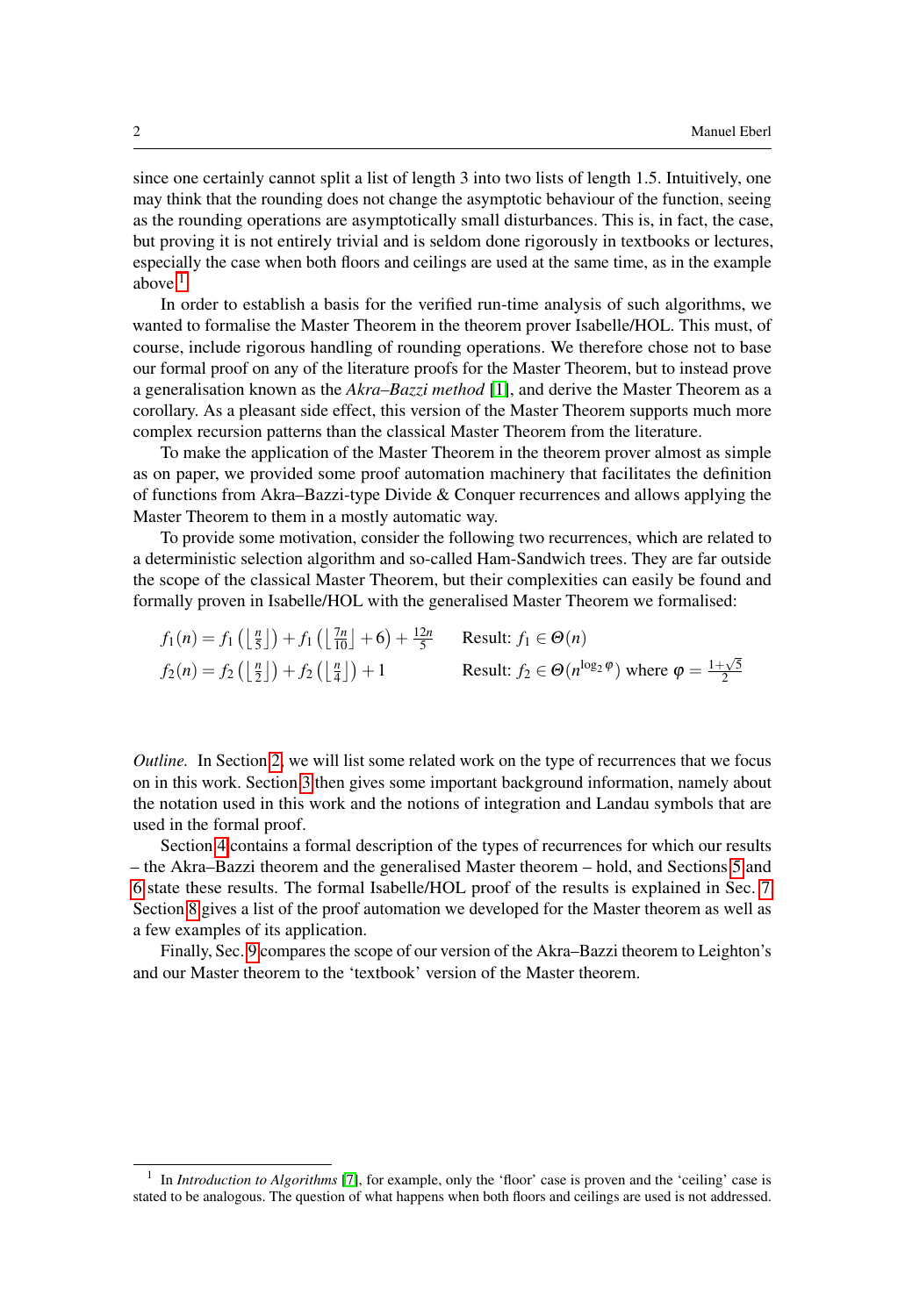since one certainly cannot split a list of length 3 into two lists of length 1.5. Intuitively, one may think that the rounding does not change the asymptotic behaviour of the function, seeing as the rounding operations are asymptotically small disturbances. This is, in fact, the case, but proving it is not entirely trivial and is seldom done rigorously in textbooks or lectures, especially the case when both floors and ceilings are used at the same time, as in the example above.[1]

In order to establish a basis for the verified run-time analysis of such algorithms, we wanted to formalise the Master Theorem in the theorem prover Isabelle/HOL. This must, of course, include rigorous handling of rounding operations. We therefore chose not to base our formal proof on any of the literature proofs for the Master Theorem, but to instead prove a generalisation known as the *Akra–Bazzi method* [1], and derive the Master Theorem as a corollary. As a pleasant side effect, this version of the Master Theorem supports much more complex recursion patterns than the classical Master Theorem from the literature.

To make the application of the Master Theorem in the theorem prover almost as simple as on paper, we provided some proof automation machinery that facilitates the definition of functions from Akra–Bazzi-type Divide & Conquer recurrences and allows applying the Master Theorem to them in a mostly automatic way.

To provide some motivation, consider the following two recurrences, which are related to a deterministic selection algorithm and so-called Ham-Sandwich trees. They are far outside the scope of the classical Master Theorem, but their complexities can easily be found and formally proven in Isabelle/HOL with the generalised Master Theorem we formalised:

$$f_1(n) = f_1\left(\left\lfloor \tfrac{n}{5} \right\rfloor\right) + f_1\left(\left\lfloor \tfrac{7n}{10} \right\rfloor + 6\right) + \tfrac{12n}{5} \qquad \text{Result: } f_1 \in \Theta(n)$$

$$f_2(n) = f_2\left(\left\lfloor \tfrac{n}{2} \right\rfloor\right) + f_2\left(\left\lfloor \tfrac{n}{4} \right\rfloor\right) + 1 \qquad \text{Result: } f_2 \in \Theta(n^{\log_2 \varphi}) \text{ where } \varphi = \tfrac{1+\sqrt{5}}{2}$$

*Outline.* In Section 2, we will list some related work on the type of recurrences that we focus on in this work. Section 3 then gives some important background information, namely about the notation used in this work and the notions of integration and Landau symbols that are used in the formal proof.

Section 4 contains a formal description of the types of recurrences for which our results – the Akra–Bazzi theorem and the generalised Master theorem – hold, and Sections 5 and 6 state these results. The formal Isabelle/HOL proof of the results is explained in Sec. 7. Section 8 gives a list of the proof automation we developed for the Master theorem as well as a few examples of its application.

Finally, Sec. 9 compares the scope of our version of the Akra–Bazzi theorem to Leighton's and our Master theorem to the 'textbook' version of the Master theorem.

[1] In *Introduction to Algorithms* [7], for example, only the 'floor' case is proven and the 'ceiling' case is stated to be analogous. The question of what happens when both floors and ceilings are used is not addressed.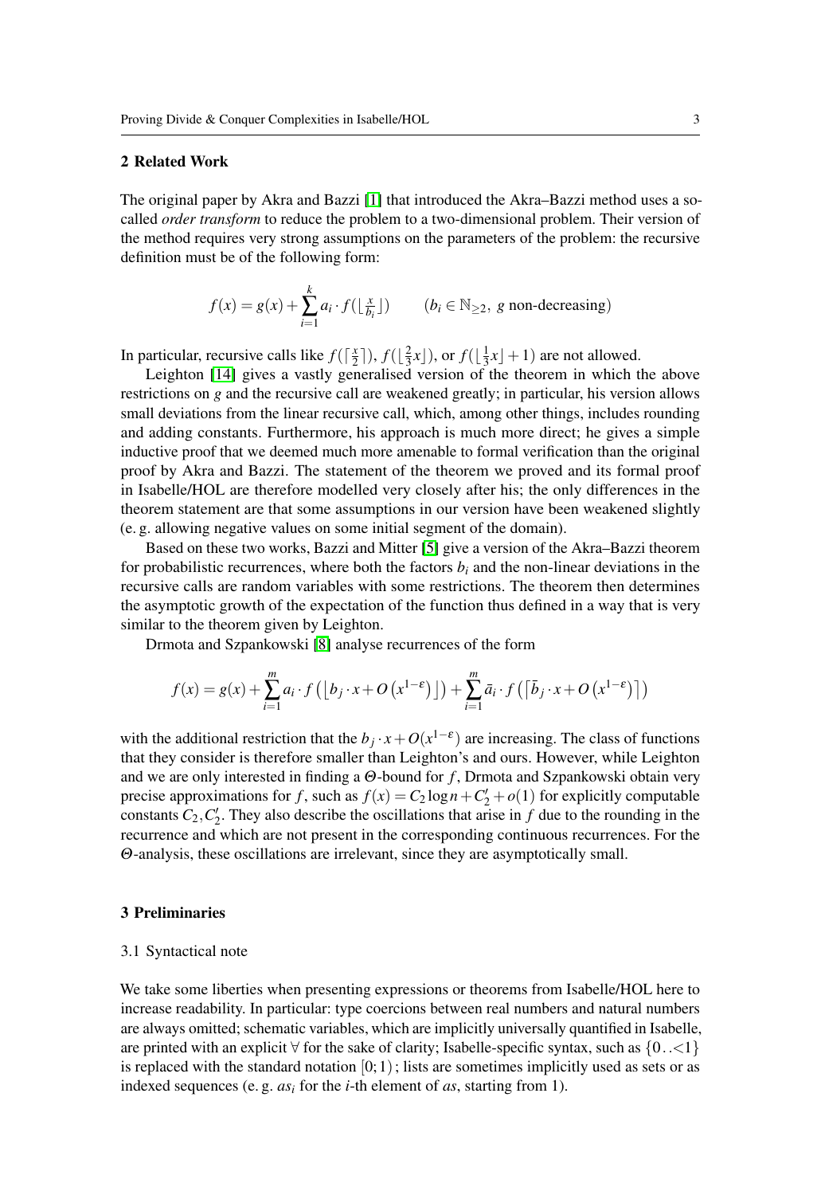## 2 Related Work

The original paper by Akra and Bazzi [1] that introduced the Akra–Bazzi method uses a so-called *order transform* to reduce the problem to a two-dimensional problem. Their version of the method requires very strong assumptions on the parameters of the problem: the recursive definition must be of the following form:

$$f(x) = g(x) + \sum_{i=1}^{k} a_i \cdot f(\lfloor \tfrac{x}{b_i} \rfloor) \qquad (b_i \in \mathbb{N}_{\geq 2},\ g \text{ non-decreasing})$$

In particular, recursive calls like $f(\lceil \frac{x}{2} \rceil)$, $f(\lfloor \frac{2}{3}x \rfloor)$, or $f(\lfloor \frac{1}{3}x \rfloor + 1)$ are not allowed.

Leighton [14] gives a vastly generalised version of the theorem in which the above restrictions on $g$ and the recursive call are weakened greatly; in particular, his version allows small deviations from the linear recursive call, which, among other things, includes rounding and adding constants. Furthermore, his approach is much more direct; he gives a simple inductive proof that we deemed much more amenable to formal verification than the original proof by Akra and Bazzi. The statement of the theorem we proved and its formal proof in Isabelle/HOL are therefore modelled very closely after his; the only differences in the theorem statement are that some assumptions in our version have been weakened slightly (e. g. allowing negative values on some initial segment of the domain).

Based on these two works, Bazzi and Mitter [5] give a version of the Akra–Bazzi theorem for probabilistic recurrences, where both the factors $b_i$ and the non-linear deviations in the recursive calls are random variables with some restrictions. The theorem then determines the asymptotic growth of the expectation of the function thus defined in a way that is very similar to the theorem given by Leighton.

Drmota and Szpankowski [8] analyse recurrences of the form

$$f(x) = g(x) + \sum_{i=1}^{m} a_i \cdot f\left(\left\lfloor b_j \cdot x + O\left(x^{1-\varepsilon}\right)\right\rfloor\right) + \sum_{i=1}^{m} \bar{a}_i \cdot f\left(\left\lceil \bar{b}_j \cdot x + O\left(x^{1-\varepsilon}\right)\right\rceil\right)$$

with the additional restriction that the $b_j \cdot x + O(x^{1-\varepsilon})$ are increasing. The class of functions that they consider is therefore smaller than Leighton's and ours. However, while Leighton and we are only interested in finding a $\Theta$-bound for $f$, Drmota and Szpankowski obtain very precise approximations for $f$, such as $f(x) = C_2 \log n + C_2' + o(1)$ for explicitly computable constants $C_2, C_2'$. They also describe the oscillations that arise in $f$ due to the rounding in the recurrence and which are not present in the corresponding continuous recurrences. For the $\Theta$-analysis, these oscillations are irrelevant, since they are asymptotically small.

## 3 Preliminaries

### 3.1 Syntactical note

We take some liberties when presenting expressions or theorems from Isabelle/HOL here to increase readability. In particular: type coercions between real numbers and natural numbers are always omitted; schematic variables, which are implicitly universally quantified in Isabelle, are printed with an explicit $\forall$ for the sake of clarity; Isabelle-specific syntax, such as $\{0..<1\}$ is replaced with the standard notation $[0;1)$; lists are sometimes implicitly used as sets or as indexed sequences (e. g. $as_i$ for the $i$-th element of *as*, starting from 1).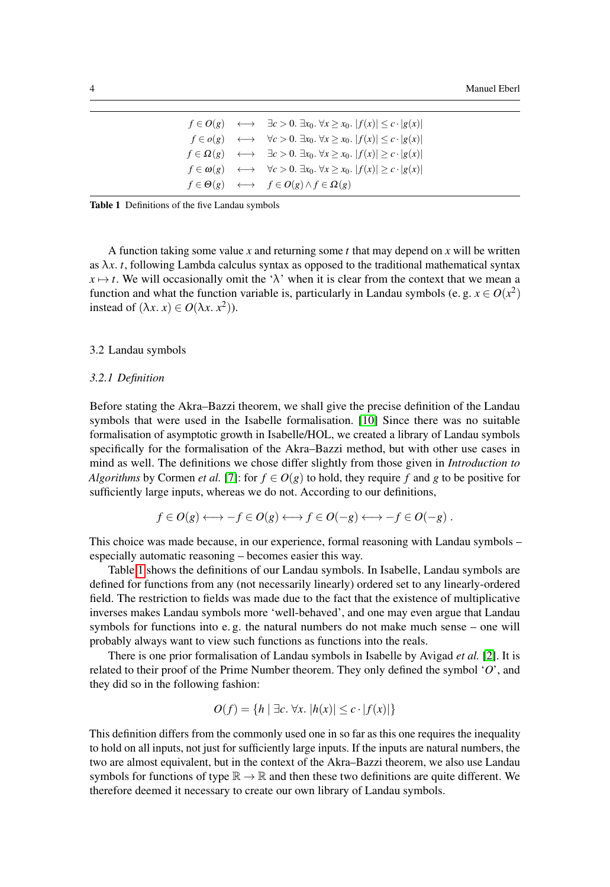| | | |
|---|---|---|
| $f \in O(g)$ | $\longleftrightarrow$ | $\exists c > 0.\ \exists x_0.\ \forall x \geq x_0.\ \lvert f(x) \rvert \leq c \cdot \lvert g(x) \rvert$ |
| $f \in o(g)$ | $\longleftrightarrow$ | $\forall c > 0.\ \exists x_0.\ \forall x \geq x_0.\ \lvert f(x) \rvert \leq c \cdot \lvert g(x) \rvert$ |
| $f \in \Omega(g)$ | $\longleftrightarrow$ | $\exists c > 0.\ \exists x_0.\ \forall x \geq x_0.\ \lvert f(x) \rvert \geq c \cdot \lvert g(x) \rvert$ |
| $f \in \omega(g)$ | $\longleftrightarrow$ | $\forall c > 0.\ \exists x_0.\ \forall x \geq x_0.\ \lvert f(x) \rvert \geq c \cdot \lvert g(x) \rvert$ |
| $f \in \Theta(g)$ | $\longleftrightarrow$ | $f \in O(g) \wedge f \in \Omega(g)$ |

**Table 1** Definitions of the five Landau symbols

A function taking some value $x$ and returning some $t$ that may depend on $x$ will be written as $\lambda x.\ t$, following Lambda calculus syntax as opposed to the traditional mathematical syntax $x \mapsto t$. We will occasionally omit the '$\lambda$' when it is clear from the context that we mean a function and what the function variable is, particularly in Landau symbols (e. g. $x \in O(x^2)$ instead of $(\lambda x.\ x) \in O(\lambda x.\ x^2)$).

## 3.2 Landau symbols

### *3.2.1 Definition*

Before stating the Akra–Bazzi theorem, we shall give the precise definition of the Landau symbols that were used in the Isabelle formalisation. [10] Since there was no suitable formalisation of asymptotic growth in Isabelle/HOL, we created a library of Landau symbols specifically for the formalisation of the Akra–Bazzi method, but with other use cases in mind as well. The definitions we chose differ slightly from those given in *Introduction to Algorithms* by Cormen *et al.* [7]: for $f \in O(g)$ to hold, they require $f$ and $g$ to be positive for sufficiently large inputs, whereas we do not. According to our definitions,

$$f \in O(g) \longleftrightarrow -f \in O(g) \longleftrightarrow f \in O(-g) \longleftrightarrow -f \in O(-g)\ .$$

This choice was made because, in our experience, formal reasoning with Landau symbols – especially automatic reasoning – becomes easier this way.

Table 1 shows the definitions of our Landau symbols. In Isabelle, Landau symbols are defined for functions from any (not necessarily linearly) ordered set to any linearly-ordered field. The restriction to fields was made due to the fact that the existence of multiplicative inverses makes Landau symbols more 'well-behaved', and one may even argue that Landau symbols for functions into e. g. the natural numbers do not make much sense – one will probably always want to view such functions as functions into the reals.

There is one prior formalisation of Landau symbols in Isabelle by Avigad *et al.* [2]. It is related to their proof of the Prime Number theorem. They only defined the symbol '$O$', and they did so in the following fashion:

$$O(f) = \{h \mid \exists c.\ \forall x.\ \lvert h(x) \rvert \leq c \cdot \lvert f(x) \rvert\}$$

This definition differs from the commonly used one in so far as this one requires the inequality to hold on all inputs, not just for sufficiently large inputs. If the inputs are natural numbers, the two are almost equivalent, but in the context of the Akra–Bazzi theorem, we also use Landau symbols for functions of type $\mathbb{R} \to \mathbb{R}$ and then these two definitions are quite different. We therefore deemed it necessary to create our own library of Landau symbols.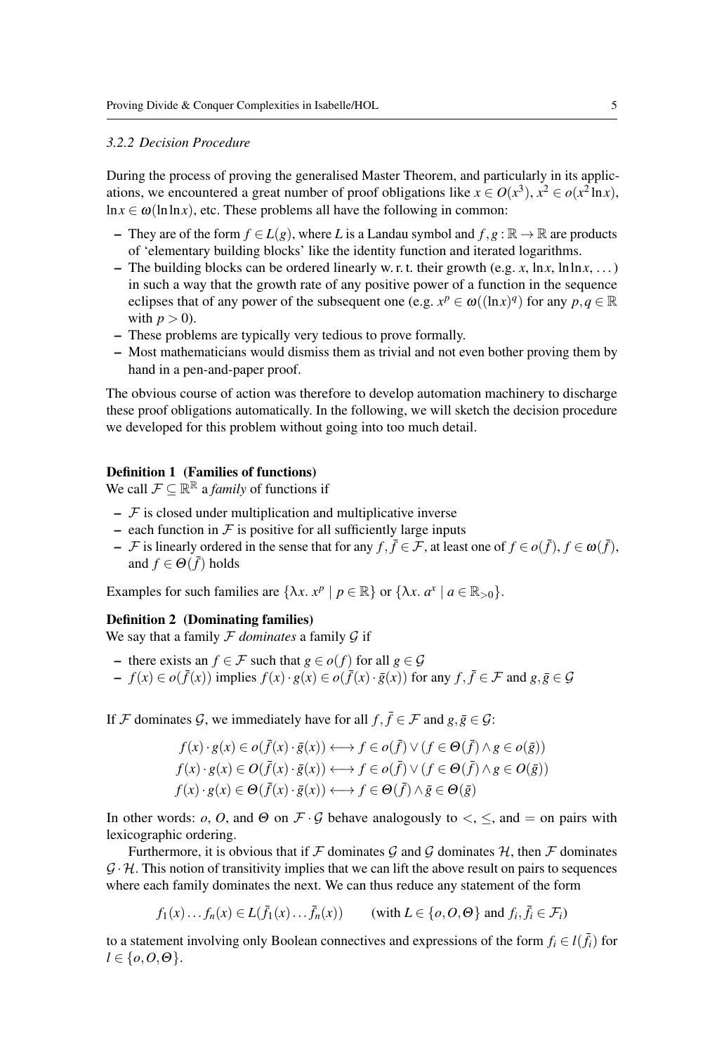### 3.2.2 Decision Procedure

During the process of proving the generalised Master Theorem, and particularly in its applications, we encountered a great number of proof obligations like $x \in O(x^3)$, $x^2 \in o(x^2 \ln x)$, $\ln x \in \omega(\ln \ln x)$, etc. These problems all have the following in common:

- They are of the form $f \in L(g)$, where $L$ is a Landau symbol and $f, g : \mathbb{R} \to \mathbb{R}$ are products of 'elementary building blocks' like the identity function and iterated logarithms.
- The building blocks can be ordered linearly w. r. t. their growth (e.g. $x$, $\ln x$, $\ln \ln x$, …) in such a way that the growth rate of any positive power of a function in the sequence eclipses that of any power of the subsequent one (e.g. $x^p \in \omega((\ln x)^q)$ for any $p, q \in \mathbb{R}$ with $p > 0$).
- These problems are typically very tedious to prove formally.
- Most mathematicians would dismiss them as trivial and not even bother proving them by hand in a pen-and-paper proof.

The obvious course of action was therefore to develop automation machinery to discharge these proof obligations automatically. In the following, we will sketch the decision procedure we developed for this problem without going into too much detail.

**Definition 1 (Families of functions)**
We call $\mathcal{F} \subseteq \mathbb{R}^\mathbb{R}$ a *family* of functions if

- $\mathcal{F}$ is closed under multiplication and multiplicative inverse
- each function in $\mathcal{F}$ is positive for all sufficiently large inputs
- $\mathcal{F}$ is linearly ordered in the sense that for any $f, \bar{f} \in \mathcal{F}$, at least one of $f \in o(\bar{f})$, $f \in \omega(\bar{f})$, and $f \in \Theta(\bar{f})$ holds

Examples for such families are $\{\lambda x.\ x^p \mid p \in \mathbb{R}\}$ or $\{\lambda x.\ a^x \mid a \in \mathbb{R}_{>0}\}$.

**Definition 2 (Dominating families)**
We say that a family $\mathcal{F}$ *dominates* a family $\mathcal{G}$ if

- there exists an $f \in \mathcal{F}$ such that $g \in o(f)$ for all $g \in \mathcal{G}$
- $f(x) \in o(\bar{f}(x))$ implies $f(x) \cdot g(x) \in o(\bar{f}(x) \cdot \bar{g}(x))$ for any $f, \bar{f} \in \mathcal{F}$ and $g, \bar{g} \in \mathcal{G}$

If $\mathcal{F}$ dominates $\mathcal{G}$, we immediately have for all $f, \bar{f} \in \mathcal{F}$ and $g, \bar{g} \in \mathcal{G}$:

$$f(x) \cdot g(x) \in o(\bar{f}(x) \cdot \bar{g}(x)) \longleftrightarrow f \in o(\bar{f}) \lor (f \in \Theta(\bar{f}) \land g \in o(\bar{g}))$$
$$f(x) \cdot g(x) \in O(\bar{f}(x) \cdot \bar{g}(x)) \longleftrightarrow f \in o(\bar{f}) \lor (f \in \Theta(\bar{f}) \land g \in O(\bar{g}))$$
$$f(x) \cdot g(x) \in \Theta(\bar{f}(x) \cdot \bar{g}(x)) \longleftrightarrow f \in \Theta(\bar{f}) \land \bar{g} \in \Theta(\bar{g})$$

In other words: $o$, $O$, and $\Theta$ on $\mathcal{F} \cdot \mathcal{G}$ behave analogously to $<$, $\leq$, and $=$ on pairs with lexicographic ordering.

Furthermore, it is obvious that if $\mathcal{F}$ dominates $\mathcal{G}$ and $\mathcal{G}$ dominates $\mathcal{H}$, then $\mathcal{F}$ dominates $\mathcal{G} \cdot \mathcal{H}$. This notion of transitivity implies that we can lift the above result on pairs to sequences where each family dominates the next. We can thus reduce any statement of the form

$$f_1(x) \ldots f_n(x) \in L(\bar{f}_1(x) \ldots \bar{f}_n(x)) \qquad \text{(with } L \in \{o, O, \Theta\} \text{ and } f_i, \bar{f}_i \in \mathcal{F}_i\text{)}$$

to a statement involving only Boolean connectives and expressions of the form $f_i \in l(\bar{f}_i)$ for $l \in \{o, O, \Theta\}$.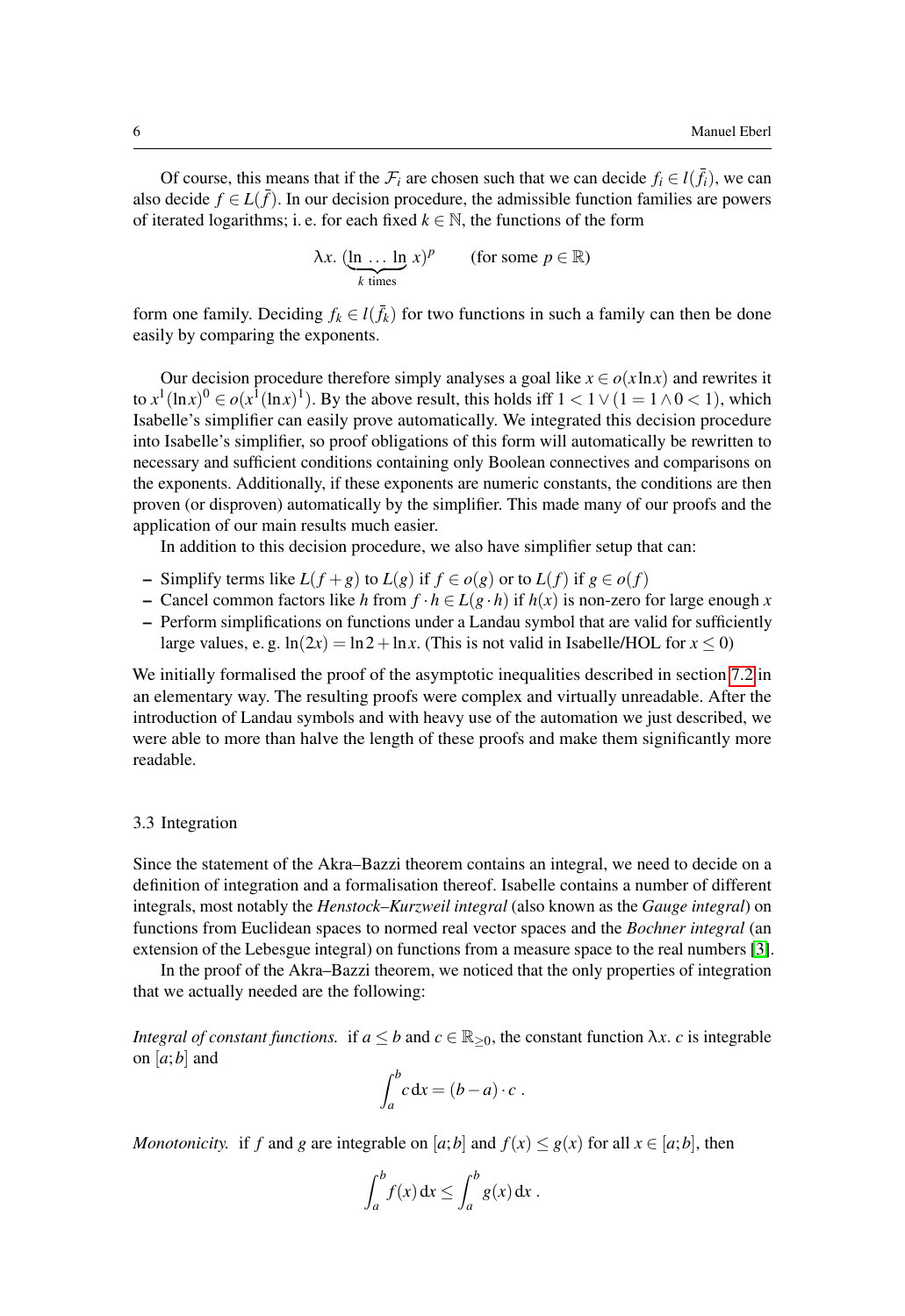Of course, this means that if the $\mathcal{F}_i$ are chosen such that we can decide $f_i \in l(\bar{f}_i)$, we can also decide $f \in L(\bar{f})$. In our decision procedure, the admissible function families are powers of iterated logarithms; i. e. for each fixed $k \in \mathbb{N}$, the functions of the form

$$\lambda x.\ (\underbrace{\ln\ \ldots\ \ln}_{k \text{ times}} x)^p \qquad \text{(for some } p \in \mathbb{R}\text{)}$$

form one family. Deciding $f_k \in l(\bar{f}_k)$ for two functions in such a family can then be done easily by comparing the exponents.

Our decision procedure therefore simply analyses a goal like $x \in o(x \ln x)$ and rewrites it to $x^1(\ln x)^0 \in o(x^1(\ln x)^1)$. By the above result, this holds iff $1 < 1 \vee (1 = 1 \wedge 0 < 1)$, which Isabelle's simplifier can easily prove automatically. We integrated this decision procedure into Isabelle's simplifier, so proof obligations of this form will automatically be rewritten to necessary and sufficient conditions containing only Boolean connectives and comparisons on the exponents. Additionally, if these exponents are numeric constants, the conditions are then proven (or disproven) automatically by the simplifier. This made many of our proofs and the application of our main results much easier.

In addition to this decision procedure, we also have simplifier setup that can:

- Simplify terms like $L(f+g)$ to $L(g)$ if $f \in o(g)$ or to $L(f)$ if $g \in o(f)$
- Cancel common factors like $h$ from $f \cdot h \in L(g \cdot h)$ if $h(x)$ is non-zero for large enough $x$
- Perform simplifications on functions under a Landau symbol that are valid for sufficiently large values, e. g. $\ln(2x) = \ln 2 + \ln x$. (This is not valid in Isabelle/HOL for $x \leq 0$)

We initially formalised the proof of the asymptotic inequalities described in section 7.2 in an elementary way. The resulting proofs were complex and virtually unreadable. After the introduction of Landau symbols and with heavy use of the automation we just described, we were able to more than halve the length of these proofs and make them significantly more readable.

### 3.3 Integration

Since the statement of the Akra–Bazzi theorem contains an integral, we need to decide on a definition of integration and a formalisation thereof. Isabelle contains a number of different integrals, most notably the *Henstock–Kurzweil integral* (also known as the *Gauge integral*) on functions from Euclidean spaces to normed real vector spaces and the *Bochner integral* (an extension of the Lebesgue integral) on functions from a measure space to the real numbers [3].

In the proof of the Akra–Bazzi theorem, we noticed that the only properties of integration that we actually needed are the following:

*Integral of constant functions.* if $a \leq b$ and $c \in \mathbb{R}_{\geq 0}$, the constant function $\lambda x.\ c$ is integrable on $[a;b]$ and

$$\int_a^b c \,\mathrm{d}x = (b-a) \cdot c\ .$$

*Monotonicity.* if $f$ and $g$ are integrable on $[a;b]$ and $f(x) \leq g(x)$ for all $x \in [a;b]$, then

$$\int_a^b f(x) \,\mathrm{d}x \leq \int_a^b g(x) \,\mathrm{d}x\ .$$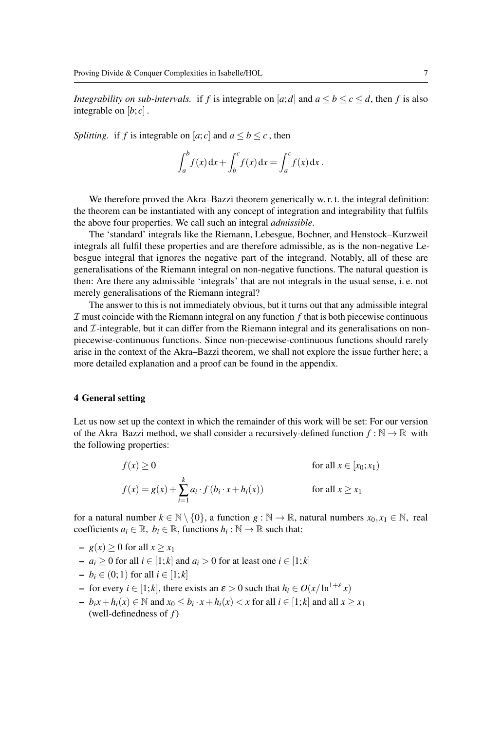*Integrability on sub-intervals.* if $f$ is integrable on $[a;d]$ and $a \leq b \leq c \leq d$, then $f$ is also integrable on $[b;c]$.

*Splitting.* if $f$ is integrable on $[a;c]$ and $a \leq b \leq c$, then

$$\int_a^b f(x)\,\mathrm{d}x + \int_b^c f(x)\,\mathrm{d}x = \int_a^c f(x)\,\mathrm{d}x\,.$$

We therefore proved the Akra–Bazzi theorem generically w. r. t. the integral definition: the theorem can be instantiated with any concept of integration and integrability that fulfils the above four properties. We call such an integral *admissible*.

The 'standard' integrals like the Riemann, Lebesgue, Bochner, and Henstock–Kurzweil integrals all fulfil these properties and are therefore admissible, as is the non-negative Lebesgue integral that ignores the negative part of the integrand. Notably, all of these are generalisations of the Riemann integral on non-negative functions. The natural question is then: Are there any admissible 'integrals' that are not integrals in the usual sense, i. e. not merely generalisations of the Riemann integral?

The answer to this is not immediately obvious, but it turns out that any admissible integral $\mathcal{I}$ must coincide with the Riemann integral on any function $f$ that is both piecewise continuous and $\mathcal{I}$-integrable, but it can differ from the Riemann integral and its generalisations on non-piecewise-continuous functions. Since non-piecewise-continuous functions should rarely arise in the context of the Akra–Bazzi theorem, we shall not explore the issue further here; a more detailed explanation and a proof can be found in the appendix.

## 4 General setting

Let us now set up the context in which the remainder of this work will be set: For our version of the Akra–Bazzi method, we shall consider a recursively-defined function $f : \mathbb{N} \to \mathbb{R}$ with the following properties:

$$f(x) \geq 0 \qquad\qquad \text{for all } x \in [x_0; x_1)$$

$$f(x) = g(x) + \sum_{i=1}^{k} a_i \cdot f(b_i \cdot x + h_i(x)) \qquad\qquad \text{for all } x \geq x_1$$

for a natural number $k \in \mathbb{N} \setminus \{0\}$, a function $g : \mathbb{N} \to \mathbb{R}$, natural numbers $x_0, x_1 \in \mathbb{N}$, real coefficients $a_i \in \mathbb{R}$, $b_i \in \mathbb{R}$, functions $h_i : \mathbb{N} \to \mathbb{R}$ such that:

- $g(x) \geq 0$ for all $x \geq x_1$
- $a_i \geq 0$ for all $i \in [1;k]$ and $a_i > 0$ for at least one $i \in [1;k]$
- $b_i \in (0;1)$ for all $i \in [1;k]$
- for every $i \in [1;k]$, there exists an $\varepsilon > 0$ such that $h_i \in O(x/\ln^{1+\varepsilon} x)$
- $b_i x + h_i(x) \in \mathbb{N}$ and $x_0 \leq b_i \cdot x + h_i(x) < x$ for all $i \in [1;k]$ and all $x \geq x_1$ (well-definedness of $f$)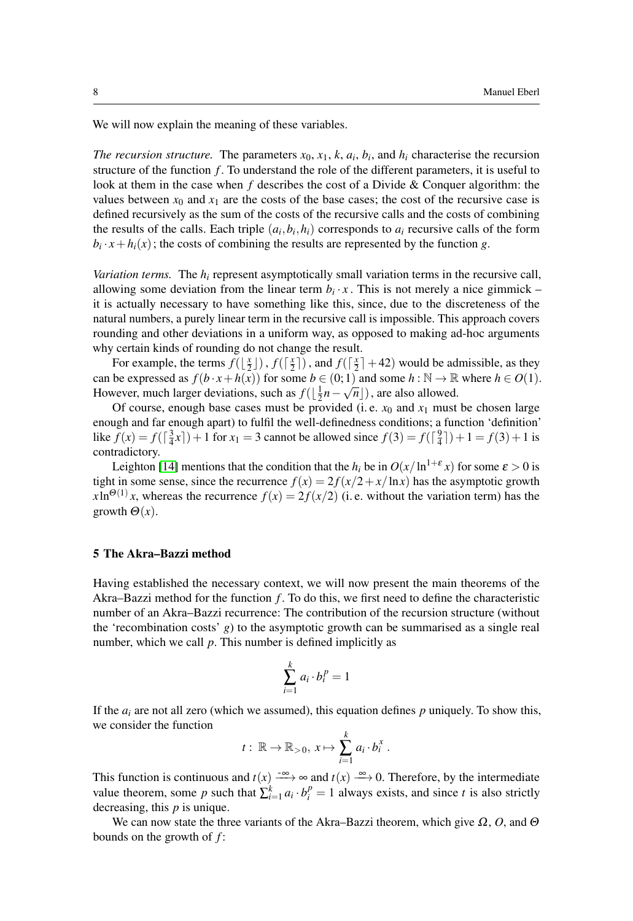We will now explain the meaning of these variables.

*The recursion structure.* The parameters $x_0$, $x_1$, $k$, $a_i$, $b_i$, and $h_i$ characterise the recursion structure of the function $f$. To understand the role of the different parameters, it is useful to look at them in the case when $f$ describes the cost of a Divide & Conquer algorithm: the values between $x_0$ and $x_1$ are the costs of the base cases; the cost of the recursive case is defined recursively as the sum of the costs of the recursive calls and the costs of combining the results of the calls. Each triple $(a_i, b_i, h_i)$ corresponds to $a_i$ recursive calls of the form $b_i \cdot x + h_i(x)$; the costs of combining the results are represented by the function $g$.

*Variation terms.* The $h_i$ represent asymptotically small variation terms in the recursive call, allowing some deviation from the linear term $b_i \cdot x$. This is not merely a nice gimmick – it is actually necessary to have something like this, since, due to the discreteness of the natural numbers, a purely linear term in the recursive call is impossible. This approach covers rounding and other deviations in a uniform way, as opposed to making ad-hoc arguments why certain kinds of rounding do not change the result.

For example, the terms $f(\lfloor \frac{x}{2} \rfloor)$, $f(\lceil \frac{x}{2} \rceil)$, and $f(\lceil \frac{x}{2} \rceil + 42)$ would be admissible, as they can be expressed as $f(b \cdot x + h(x))$ for some $b \in (0;1)$ and some $h : \mathbb{N} \to \mathbb{R}$ where $h \in O(1)$. However, much larger deviations, such as $f(\lfloor \frac{1}{2}n - \sqrt{n} \rfloor)$, are also allowed.

Of course, enough base cases must be provided (i. e. $x_0$ and $x_1$ must be chosen large enough and far enough apart) to fulfil the well-definedness conditions; a function 'definition' like $f(x) = f(\lceil \frac{3}{4}x \rceil) + 1$ for $x_1 = 3$ cannot be allowed since $f(3) = f(\lceil \frac{9}{4} \rceil) + 1 = f(3) + 1$ is contradictory.

Leighton [14] mentions that the condition that the $h_i$ be in $O(x/\ln^{1+\varepsilon} x)$ for some $\varepsilon > 0$ is tight in some sense, since the recurrence $f(x) = 2f(x/2 + x/\ln x)$ has the asymptotic growth $x \ln^{\Theta(1)} x$, whereas the recurrence $f(x) = 2f(x/2)$ (i. e. without the variation term) has the growth $\Theta(x)$.

## 5 The Akra–Bazzi method

Having established the necessary context, we will now present the main theorems of the Akra–Bazzi method for the function $f$. To do this, we first need to define the characteristic number of an Akra–Bazzi recurrence: The contribution of the recursion structure (without the 'recombination costs' $g$) to the asymptotic growth can be summarised as a single real number, which we call $p$. This number is defined implicitly as

$$\sum_{i=1}^{k} a_i \cdot b_i^p = 1$$

If the $a_i$ are not all zero (which we assumed), this equation defines $p$ uniquely. To show this, we consider the function

$$t : \mathbb{R} \to \mathbb{R}_{>0},\ x \mapsto \sum_{i=1}^{k} a_i \cdot b_i^x \ .$$

This function is continuous and $t(x) \xrightarrow{-\infty} \infty$ and $t(x) \xrightarrow{\infty} 0$. Therefore, by the intermediate value theorem, some $p$ such that $\sum_{i=1}^{k} a_i \cdot b_i^p = 1$ always exists, and since $t$ is also strictly decreasing, this $p$ is unique.

We can now state the three variants of the Akra–Bazzi theorem, which give $\Omega$, $O$, and $\Theta$ bounds on the growth of $f$: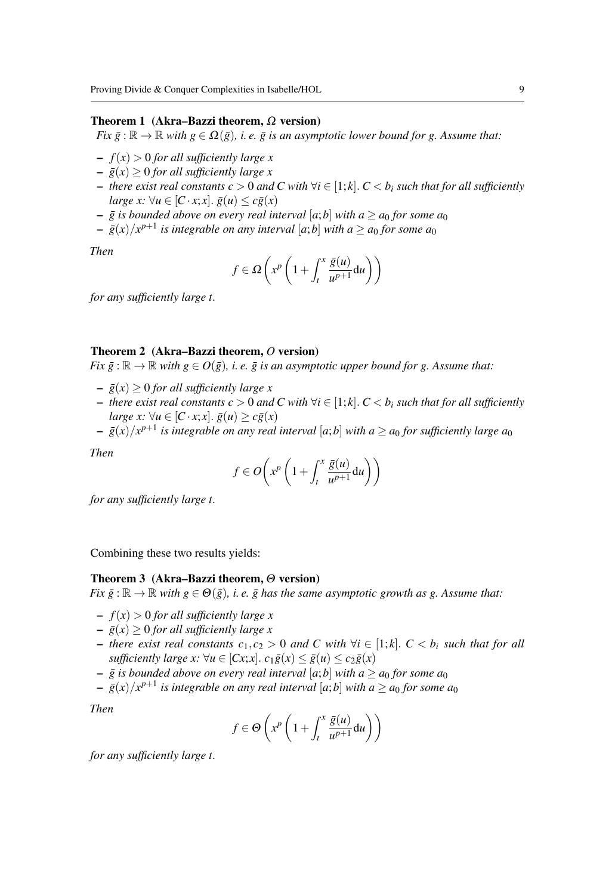**Theorem 1 (Akra–Bazzi theorem, $\Omega$ version)**
*Fix $\bar{g} : \mathbb{R} \to \mathbb{R}$ with $g \in \Omega(\bar{g})$, i. e. $\bar{g}$ is an asymptotic lower bound for $g$. Assume that:*

- *$f(x) > 0$ for all sufficiently large $x$*
- *$\bar{g}(x) \geq 0$ for all sufficiently large $x$*
- *there exist real constants $c > 0$ and $C$ with $\forall i \in [1;k].\ C < b_i$ such that for all sufficiently large $x$: $\forall u \in [C \cdot x; x].\ \bar{g}(u) \leq c\bar{g}(x)$*
- *$\bar{g}$ is bounded above on every real interval $[a;b]$ with $a \geq a_0$ for some $a_0$*
- *$\bar{g}(x)/x^{p+1}$ is integrable on any interval $[a;b]$ with $a \geq a_0$ for some $a_0$*

*Then*

$$f \in \Omega\left(x^p\left(1 + \int_t^x \frac{\bar{g}(u)}{u^{p+1}}\mathrm{d}u\right)\right)$$

*for any sufficiently large $t$.*

**Theorem 2 (Akra–Bazzi theorem, $O$ version)**
*Fix $\bar{g} : \mathbb{R} \to \mathbb{R}$ with $g \in O(\bar{g})$, i. e. $\bar{g}$ is an asymptotic upper bound for $g$. Assume that:*

- *$\bar{g}(x) \geq 0$ for all sufficiently large $x$*
- *there exist real constants $c > 0$ and $C$ with $\forall i \in [1;k].\ C < b_i$ such that for all sufficiently large $x$: $\forall u \in [C \cdot x; x].\ \bar{g}(u) \geq c\bar{g}(x)$*
- *$\bar{g}(x)/x^{p+1}$ is integrable on any real interval $[a;b]$ with $a \geq a_0$ for sufficiently large $a_0$*

*Then*

$$f \in O\left(x^p\left(1 + \int_t^x \frac{\bar{g}(u)}{u^{p+1}}\mathrm{d}u\right)\right)$$

*for any sufficiently large $t$.*

Combining these two results yields:

**Theorem 3 (Akra–Bazzi theorem, $\Theta$ version)**
*Fix $\bar{g} : \mathbb{R} \to \mathbb{R}$ with $g \in \Theta(\bar{g})$, i. e. $\bar{g}$ has the same asymptotic growth as $g$. Assume that:*

- *$f(x) > 0$ for all sufficiently large $x$*
- *$\bar{g}(x) \geq 0$ for all sufficiently large $x$*
- *there exist real constants $c_1, c_2 > 0$ and $C$ with $\forall i \in [1;k].\ C < b_i$ such that for all sufficiently large $x$: $\forall u \in [Cx; x].\ c_1\bar{g}(x) \leq \bar{g}(u) \leq c_2\bar{g}(x)$*
- *$\bar{g}$ is bounded above on every real interval $[a;b]$ with $a \geq a_0$ for some $a_0$*
- *$\bar{g}(x)/x^{p+1}$ is integrable on any real interval $[a;b]$ with $a \geq a_0$ for some $a_0$*

*Then*

$$f \in \Theta\left(x^p\left(1 + \int_t^x \frac{\bar{g}(u)}{u^{p+1}}\mathrm{d}u\right)\right)$$

*for any sufficiently large $t$.*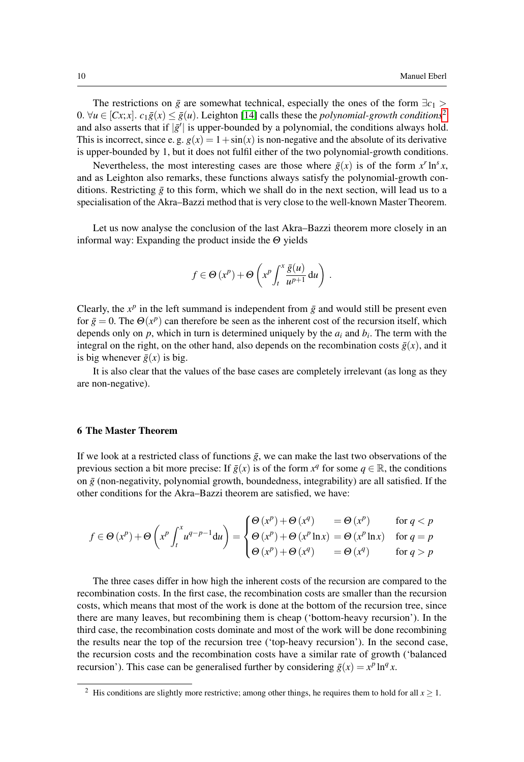The restrictions on $\bar{g}$ are somewhat technical, especially the ones of the form $\exists c_1 > 0.\ \forall u \in [Cx;x].\ c_1\bar{g}(x) \leq \bar{g}(u)$. Leighton [14] calls these the *polynomial-growth conditions*[2] and also asserts that if $|\bar{g}'|$ is upper-bounded by a polynomial, the conditions always hold. This is incorrect, since e. g. $g(x) = 1 + \sin(x)$ is non-negative and the absolute of its derivative is upper-bounded by 1, but it does not fulfil either of the two polynomial-growth conditions.

Nevertheless, the most interesting cases are those where $\bar{g}(x)$ is of the form $x^r \ln^s x$, and as Leighton also remarks, these functions always satisfy the polynomial-growth conditions. Restricting $\bar{g}$ to this form, which we shall do in the next section, will lead us to a specialisation of the Akra–Bazzi method that is very close to the well-known Master Theorem.

Let us now analyse the conclusion of the last Akra–Bazzi theorem more closely in an informal way: Expanding the product inside the $\Theta$ yields

$$f \in \Theta(x^p) + \Theta\left(x^p \int_t^x \frac{\bar{g}(u)}{u^{p+1}}\,\mathrm{d}u\right) .$$

Clearly, the $x^p$ in the left summand is independent from $\bar{g}$ and would still be present even for $\bar{g} = 0$. The $\Theta(x^p)$ can therefore be seen as the inherent cost of the recursion itself, which depends only on $p$, which in turn is determined uniquely by the $a_i$ and $b_i$. The term with the integral on the right, on the other hand, also depends on the recombination costs $\bar{g}(x)$, and it is big whenever $\bar{g}(x)$ is big.

It is also clear that the values of the base cases are completely irrelevant (as long as they are non-negative).

## 6 The Master Theorem

If we look at a restricted class of functions $\bar{g}$, we can make the last two observations of the previous section a bit more precise: If $\bar{g}(x)$ is of the form $x^q$ for some $q \in \mathbb{R}$, the conditions on $\bar{g}$ (non-negativity, polynomial growth, boundedness, integrability) are all satisfied. If the other conditions for the Akra–Bazzi theorem are satisfied, we have:

$$f \in \Theta(x^p) + \Theta\left(x^p \int_t^x u^{q-p-1}\mathrm{d}u\right) = \begin{cases} \Theta(x^p) + \Theta(x^q) & = \Theta(x^p) \quad \text{for } q < p \\ \Theta(x^p) + \Theta(x^p \ln x) & = \Theta(x^p \ln x) \quad \text{for } q = p \\ \Theta(x^p) + \Theta(x^q) & = \Theta(x^q) \quad \text{for } q > p \end{cases}$$

The three cases differ in how high the inherent costs of the recursion are compared to the recombination costs. In the first case, the recombination costs are smaller than the recursion costs, which means that most of the work is done at the bottom of the recursion tree, since there are many leaves, but recombining them is cheap ('bottom-heavy recursion'). In the third case, the recombination costs dominate and most of the work will be done recombining the results near the top of the recursion tree ('top-heavy recursion'). In the second case, the recursion costs and the recombination costs have a similar rate of growth ('balanced recursion'). This case can be generalised further by considering $\bar{g}(x) = x^p \ln^q x$.

[2] His conditions are slightly more restrictive; among other things, he requires them to hold for all $x \geq 1$.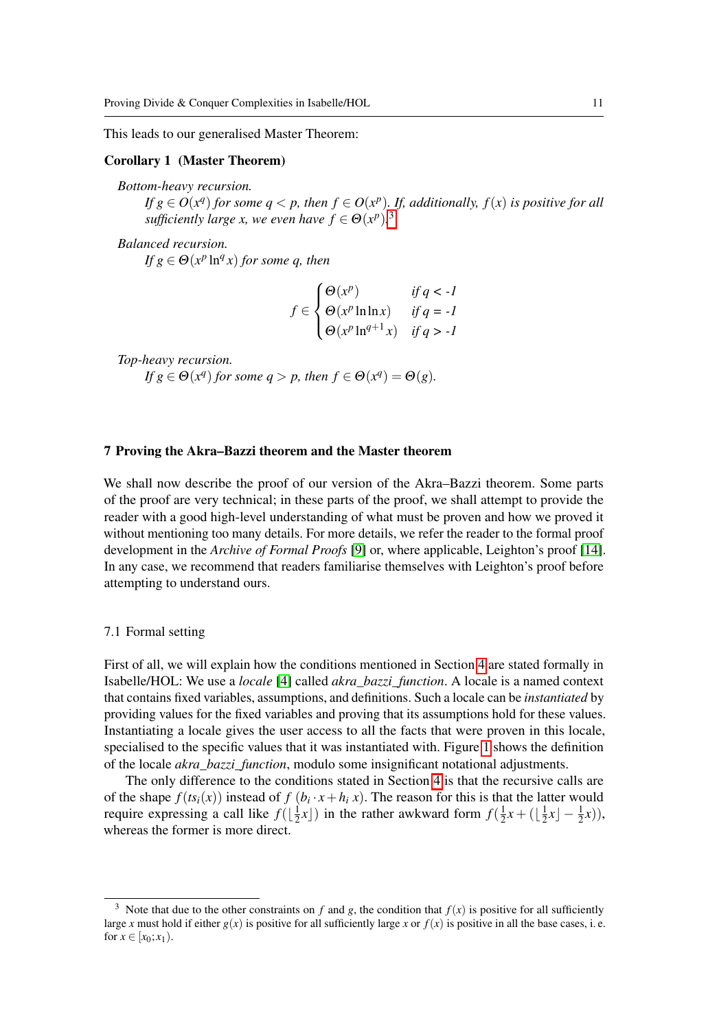This leads to our generalised Master Theorem:

**Corollary 1 (Master Theorem)**

*Bottom-heavy recursion.*

*If $g \in O(x^q)$ for some $q < p$, then $f \in O(x^p)$. If, additionally, $f(x)$ is positive for all sufficiently large x, we even have $f \in \Theta(x^p)$.*[3]

*Balanced recursion.*

*If $g \in \Theta(x^p \ln^q x)$ for some q, then*

$$f \in \begin{cases} \Theta(x^p) & \text{if } q < -1 \\ \Theta(x^p \ln\ln x) & \text{if } q = -1 \\ \Theta(x^p \ln^{q+1} x) & \text{if } q > -1 \end{cases}$$

*Top-heavy recursion.*

*If $g \in \Theta(x^q)$ for some $q > p$, then $f \in \Theta(x^q) = \Theta(g)$.*

## 7 Proving the Akra–Bazzi theorem and the Master theorem

We shall now describe the proof of our version of the Akra–Bazzi theorem. Some parts of the proof are very technical; in these parts of the proof, we shall attempt to provide the reader with a good high-level understanding of what must be proven and how we proved it without mentioning too many details. For more details, we refer the reader to the formal proof development in the *Archive of Formal Proofs* [9] or, where applicable, Leighton's proof [14]. In any case, we recommend that readers familiarise themselves with Leighton's proof before attempting to understand ours.

### 7.1 Formal setting

First of all, we will explain how the conditions mentioned in Section 4 are stated formally in Isabelle/HOL: We use a *locale* [4] called *akra_bazzi_function*. A locale is a named context that contains fixed variables, assumptions, and definitions. Such a locale can be *instantiated* by providing values for the fixed variables and proving that its assumptions hold for these values. Instantiating a locale gives the user access to all the facts that were proven in this locale, specialised to the specific values that it was instantiated with. Figure 1 shows the definition of the locale *akra_bazzi_function*, modulo some insignificant notational adjustments.

The only difference to the conditions stated in Section 4 is that the recursive calls are of the shape $f(ts_i(x))$ instead of $f\ (b_i \cdot x + h_i\ x)$. The reason for this is that the latter would require expressing a call like $f(\lfloor \frac{1}{2}x \rfloor)$ in the rather awkward form $f(\frac{1}{2}x + (\lfloor \frac{1}{2}x \rfloor - \frac{1}{2}x))$, whereas the former is more direct.

[3] Note that due to the other constraints on $f$ and $g$, the condition that $f(x)$ is positive for all sufficiently large $x$ must hold if either $g(x)$ is positive for all sufficiently large $x$ or $f(x)$ is positive in all the base cases, i. e. for $x \in [x_0; x_1)$.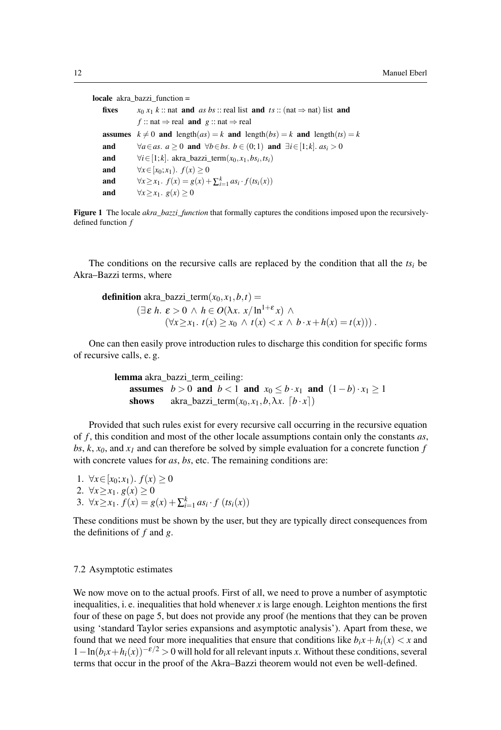```
locale akra_bazzi_function =
  fixes    x0 x1 k :: nat  and  as bs :: real list  and  ts :: (nat ⇒ nat) list  and
           f :: nat ⇒ real  and  g :: nat ⇒ real
  assumes  k ≠ 0  and  length(as) = k  and  length(bs) = k  and  length(ts) = k
  and      ∀a∈as. a ≥ 0  and  ∀b∈bs. b ∈ (0;1)  and  ∃i∈[1;k]. as_i > 0
  and      ∀i∈[1;k]. akra_bazzi_term(x0, x1, bs_i, ts_i)
  and      ∀x∈[x0;x1). f(x) ≥ 0
  and      ∀x≥x1. f(x) = g(x) + ∑_{i=1}^k as_i · f(ts_i(x))
  and      ∀x≥x1. g(x) ≥ 0
```

**Figure 1** The locale *akra_bazzi_function* that formally captures the conditions imposed upon the recursively-defined function $f$

The conditions on the recursive calls are replaced by the condition that all the $ts_i$ be Akra–Bazzi terms, where

$$
\textbf{definition}\ \text{akra\_bazzi\_term}(x_0, x_1, b, t) = \\
(\exists \varepsilon\ h.\ \varepsilon > 0 \wedge h \in O(\lambda x.\ x/\ln^{1+\varepsilon} x) \wedge \\
(\forall x \geq x_1.\ t(x) \geq x_0 \wedge t(x) < x \wedge b \cdot x + h(x) = t(x)))\ .
$$

One can then easily prove introduction rules to discharge this condition for specific forms of recursive calls, e. g.

```
lemma akra_bazzi_term_ceiling:
  assumes  b > 0  and  b < 1  and  x0 ≤ b · x1  and  (1 − b) · x1 ≥ 1
  shows    akra_bazzi_term(x0, x1, b, λx. ⌈b · x⌉)
```

Provided that such rules exist for every recursive call occurring in the recursive equation of $f$, this condition and most of the other locale assumptions contain only the constants *as*, *bs*, *k*, $x_0$, and $x_1$ and can therefore be solved by simple evaluation for a concrete function $f$ with concrete values for *as*, *bs*, etc. The remaining conditions are:

1. $\forall x \in [x_0; x_1).\ f(x) \geq 0$
2. $\forall x \geq x_1.\ g(x) \geq 0$
3. $\forall x \geq x_1.\ f(x) = g(x) + \sum_{i=1}^{k} as_i \cdot f\ (ts_i(x))$

These conditions must be shown by the user, but they are typically direct consequences from the definitions of $f$ and $g$.

### 7.2 Asymptotic estimates

We now move on to the actual proofs. First of all, we need to prove a number of asymptotic inequalities, i. e. inequalities that hold whenever $x$ is large enough. Leighton mentions the first four of these on page 5, but does not provide any proof (he mentions that they can be proven using 'standard Taylor series expansions and asymptotic analysis'). Apart from these, we found that we need four more inequalities that ensure that conditions like $b_i x + h_i(x) < x$ and $1 - \ln(b_i x + h_i(x))^{-\varepsilon/2} > 0$ will hold for all relevant inputs $x$. Without these conditions, several terms that occur in the proof of the Akra–Bazzi theorem would not even be well-defined.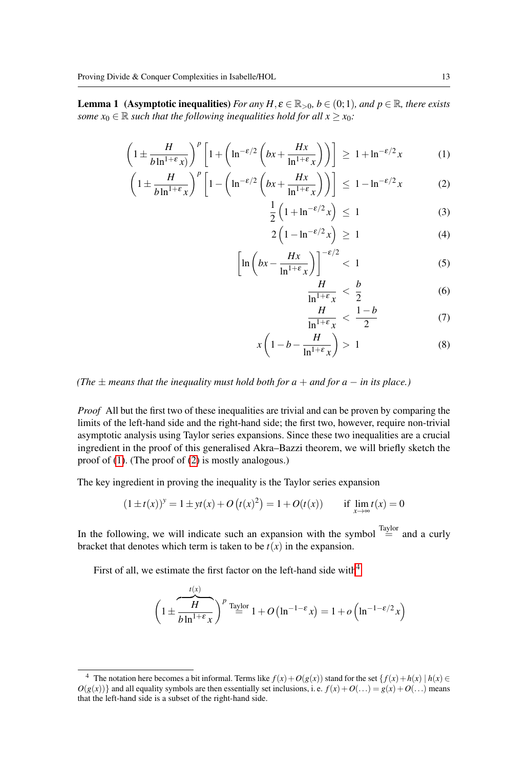**Lemma 1 (Asymptotic inequalities)** *For any $H, \varepsilon \in \mathbb{R}_{>0}$, $b \in (0;1)$, and $p \in \mathbb{R}$, there exists some $x_0 \in \mathbb{R}$ such that the following inequalities hold for all $x \geq x_0$:*

$$\left(1 \pm \frac{H}{b \ln^{1+\varepsilon} x)}\right)^p \left[1 + \left(\ln^{-\varepsilon/2}\left(bx + \frac{Hx}{\ln^{1+\varepsilon} x}\right)\right)\right] \geq 1 + \ln^{-\varepsilon/2} x \tag{1}$$

$$\left(1 \pm \frac{H}{b \ln^{1+\varepsilon} x}\right)^p \left[1 - \left(\ln^{-\varepsilon/2}\left(bx + \frac{Hx}{\ln^{1+\varepsilon} x}\right)\right)\right] \leq 1 - \ln^{-\varepsilon/2} x \tag{2}$$

$$\frac{1}{2}\left(1 + \ln^{-\varepsilon/2} x\right) \leq 1 \tag{3}$$

$$2\left(1 - \ln^{-\varepsilon/2} x\right) \geq 1 \tag{4}$$

$$\left[\ln\left(bx - \frac{Hx}{\ln^{1+\varepsilon} x}\right)\right]^{-\varepsilon/2} < 1 \tag{5}$$

$$\frac{H}{\ln^{1+\varepsilon} x} < \frac{b}{2} \tag{6}$$

$$\frac{H}{\ln^{1+\varepsilon} x} < \frac{1-b}{2} \tag{7}$$

$$x\left(1 - b - \frac{H}{\ln^{1+\varepsilon} x}\right) > 1 \tag{8}$$

*(The $\pm$ means that the inequality must hold both for a $+$ and for a $-$ in its place.)*

*Proof* All but the first two of these inequalities are trivial and can be proven by comparing the limits of the left-hand side and the right-hand side; the first two, however, require non-trivial asymptotic analysis using Taylor series expansions. Since these two inequalities are a crucial ingredient in the proof of this generalised Akra–Bazzi theorem, we will briefly sketch the proof of (1). (The proof of (2) is mostly analogous.)

The key ingredient in proving the inequality is the Taylor series expansion

$$(1 \pm t(x))^y = 1 \pm y t(x) + O\left(t(x)^2\right) = 1 + O(t(x)) \qquad \text{if } \lim_{x\to\infty} t(x) = 0$$

In the following, we will indicate such an expansion with the symbol $\overset{\text{Taylor}}{=}$ and a curly bracket that denotes which term is taken to be $t(x)$ in the expansion.

First of all, we estimate the first factor on the left-hand side with[4]

$$\left(1 \pm \overbrace{\frac{H}{b \ln^{1+\varepsilon} x}}^{t(x)}\right)^p \overset{\text{Taylor}}{=} 1 + O\left(\ln^{-1-\varepsilon} x\right) = 1 + o\left(\ln^{-1-\varepsilon/2} x\right)$$

[4] The notation here becomes a bit informal. Terms like $f(x) + O(g(x))$ stand for the set $\{f(x) + h(x) \mid h(x) \in O(g(x))\}$ and all equality symbols are then essentially set inclusions, i. e. $f(x) + O(\ldots) = g(x) + O(\ldots)$ means that the left-hand side is a subset of the right-hand side.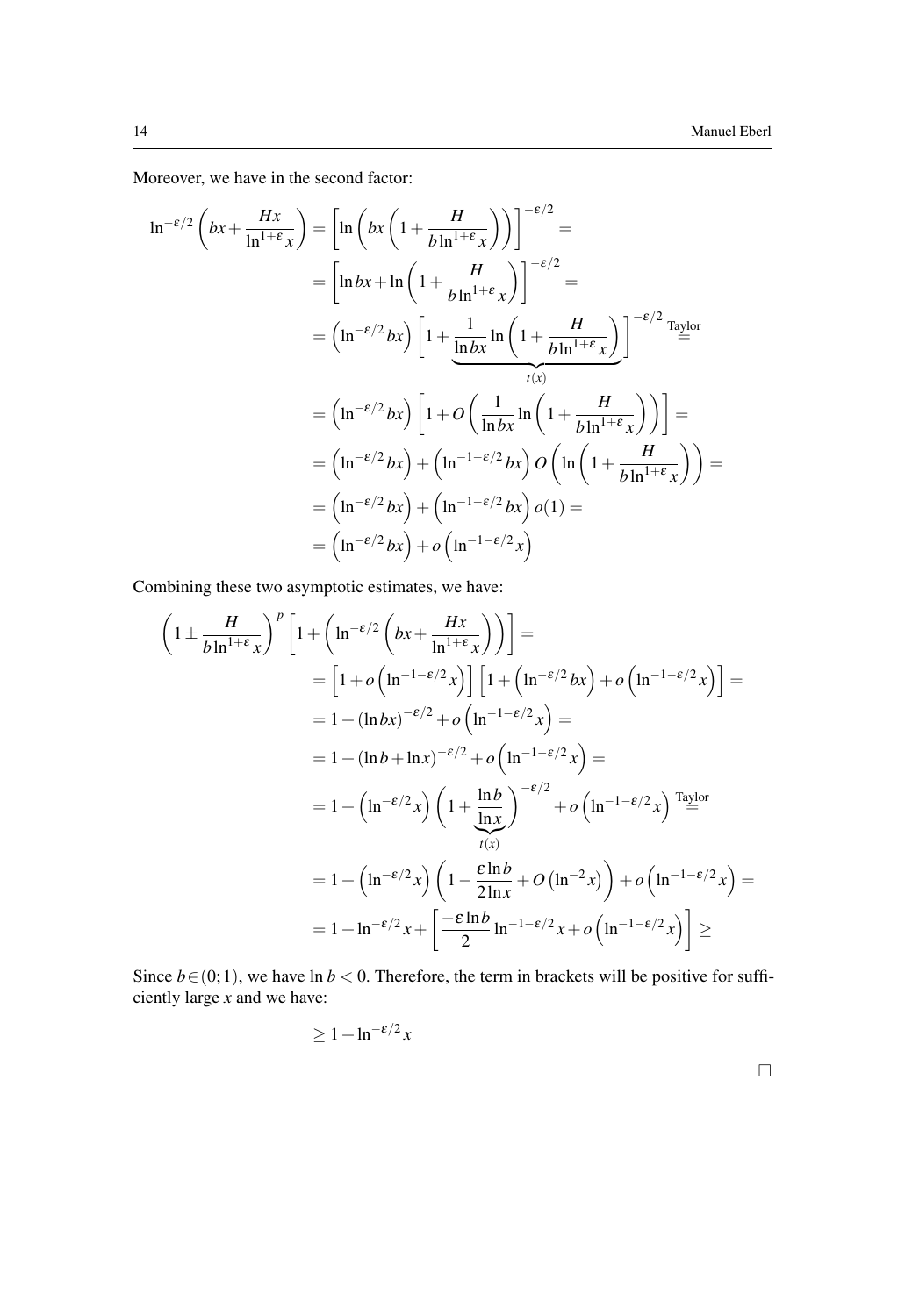Moreover, we have in the second factor:

$$
\begin{aligned}
\ln^{-\varepsilon/2}\left(bx + \frac{Hx}{\ln^{1+\varepsilon} x}\right) &= \left[\ln\left(bx\left(1+\frac{H}{b\ln^{1+\varepsilon} x}\right)\right)\right]^{-\varepsilon/2} = \\
&= \left[\ln bx + \ln\left(1+\frac{H}{b\ln^{1+\varepsilon} x}\right)\right]^{-\varepsilon/2} = \\
&= \left(\ln^{-\varepsilon/2} bx\right)\left[1 + \underbrace{\frac{1}{\ln bx}\ln\left(1+\frac{H}{b\ln^{1+\varepsilon} x}\right)}_{t(x)}\right]^{-\varepsilon/2} \stackrel{\text{Taylor}}{=} \\
&= \left(\ln^{-\varepsilon/2} bx\right)\left[1 + O\left(\frac{1}{\ln bx}\ln\left(1+\frac{H}{b\ln^{1+\varepsilon} x}\right)\right)\right] = \\
&= \left(\ln^{-\varepsilon/2} bx\right) + \left(\ln^{-1-\varepsilon/2} bx\right) O\left(\ln\left(1+\frac{H}{b\ln^{1+\varepsilon} x}\right)\right) = \\
&= \left(\ln^{-\varepsilon/2} bx\right) + \left(\ln^{-1-\varepsilon/2} bx\right) o(1) = \\
&= \left(\ln^{-\varepsilon/2} bx\right) + o\left(\ln^{-1-\varepsilon/2} x\right)
\end{aligned}
$$

Combining these two asymptotic estimates, we have:

$$
\begin{aligned}
\left(1 \pm \frac{H}{b\ln^{1+\varepsilon} x}\right)^p &\left[1 + \left(\ln^{-\varepsilon/2}\left(bx + \frac{Hx}{\ln^{1+\varepsilon} x}\right)\right)\right] = \\
&= \left[1 + o\left(\ln^{-1-\varepsilon/2} x\right)\right]\left[1 + \left(\ln^{-\varepsilon/2} bx\right) + o\left(\ln^{-1-\varepsilon/2} x\right)\right] = \\
&= 1 + (\ln bx)^{-\varepsilon/2} + o\left(\ln^{-1-\varepsilon/2} x\right) = \\
&= 1 + (\ln b + \ln x)^{-\varepsilon/2} + o\left(\ln^{-1-\varepsilon/2} x\right) = \\
&= 1 + \left(\ln^{-\varepsilon/2} x\right)\left(1 + \underbrace{\frac{\ln b}{\ln x}}_{t(x)}\right)^{-\varepsilon/2} + o\left(\ln^{-1-\varepsilon/2} x\right) \stackrel{\text{Taylor}}{=} \\
&= 1 + \left(\ln^{-\varepsilon/2} x\right)\left(1 - \frac{\varepsilon \ln b}{2\ln x} + O\left(\ln^{-2} x\right)\right) + o\left(\ln^{-1-\varepsilon/2} x\right) = \\
&= 1 + \ln^{-\varepsilon/2} x + \left[\frac{-\varepsilon \ln b}{2}\ln^{-1-\varepsilon/2} x + o\left(\ln^{-1-\varepsilon/2} x\right)\right] \geq
\end{aligned}
$$

Since $b \in (0;1)$, we have $\ln b < 0$. Therefore, the term in brackets will be positive for sufficiently large $x$ and we have:

$$
\geq 1 + \ln^{-\varepsilon/2} x
$$

□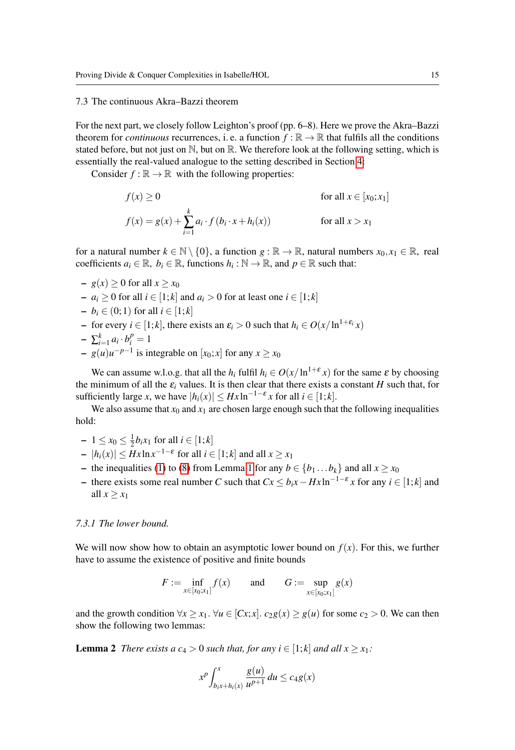### 7.3 The continuous Akra–Bazzi theorem

For the next part, we closely follow Leighton's proof (pp. 6–8). Here we prove the Akra–Bazzi theorem for *continuous* recurrences, i. e. a function $f : \mathbb{R} \to \mathbb{R}$ that fulfils all the conditions stated before, but not just on $\mathbb{N}$, but on $\mathbb{R}$. We therefore look at the following setting, which is essentially the real-valued analogue to the setting described in Section 4:

Consider $f : \mathbb{R} \to \mathbb{R}$ with the following properties:

$$f(x) \geq 0 \qquad \text{for all } x \in [x_0; x_1]$$

$$f(x) = g(x) + \sum_{i=1}^{k} a_i \cdot f(b_i \cdot x + h_i(x)) \qquad \text{for all } x > x_1$$

for a natural number $k \in \mathbb{N} \setminus \{0\}$, a function $g : \mathbb{R} \to \mathbb{R}$, natural numbers $x_0, x_1 \in \mathbb{R}$, real coefficients $a_i \in \mathbb{R}$, $b_i \in \mathbb{R}$, functions $h_i : \mathbb{N} \to \mathbb{R}$, and $p \in \mathbb{R}$ such that:

- $g(x) \geq 0$ for all $x \geq x_0$
- $a_i \geq 0$ for all $i \in [1;k]$ and $a_i > 0$ for at least one $i \in [1;k]$
- $b_i \in (0;1)$ for all $i \in [1;k]$
- for every $i \in [1;k]$, there exists an $\varepsilon_i > 0$ such that $h_i \in O(x/\ln^{1+\varepsilon_i} x)$
- $\sum_{i=1}^{k} a_i \cdot b_i^p = 1$
- $g(u)u^{-p-1}$ is integrable on $[x_0; x]$ for any $x \geq x_0$

We can assume w.l.o.g. that all the $h_i$ fulfil $h_i \in O(x/\ln^{1+\varepsilon} x)$ for the same $\varepsilon$ by choosing the minimum of all the $\varepsilon_i$ values. It is then clear that there exists a constant $H$ such that, for sufficiently large $x$, we have $|h_i(x)| \leq Hx\ln^{-1-\varepsilon} x$ for all $i \in [1;k]$.

We also assume that $x_0$ and $x_1$ are chosen large enough such that the following inequalities hold:

- $1 \leq x_0 \leq \frac{1}{2} b_i x_1$ for all $i \in [1;k]$
- $|h_i(x)| \leq Hx\ln x^{-1-\varepsilon}$ for all $i \in [1;k]$ and all $x \geq x_1$
- the inequalities (1) to (8) from Lemma 1 for any $b \in \{b_1 \dots b_k\}$ and all $x \geq x_0$
- there exists some real number $C$ such that $Cx \leq b_i x - Hx\ln^{-1-\varepsilon} x$ for any $i \in [1;k]$ and all $x \geq x_1$

#### 7.3.1 The lower bound.

We will now show how to obtain an asymptotic lower bound on $f(x)$. For this, we further have to assume the existence of positive and finite bounds

$$F := \inf_{x \in [x_0; x_1]} f(x) \qquad \text{and} \qquad G := \sup_{x \in [x_0; x_1]} g(x)$$

and the growth condition $\forall x \geq x_1.\ \forall u \in [Cx; x].\ c_2 g(x) \geq g(u)$ for some $c_2 > 0$. We can then show the following two lemmas:

**Lemma 2** *There exists a $c_4 > 0$ such that, for any $i \in [1;k]$ and all $x \geq x_1$:*

$$x^p \int_{b_i x + h_i(x)}^{x} \frac{g(u)}{u^{p+1}}\, du \leq c_4 g(x)$$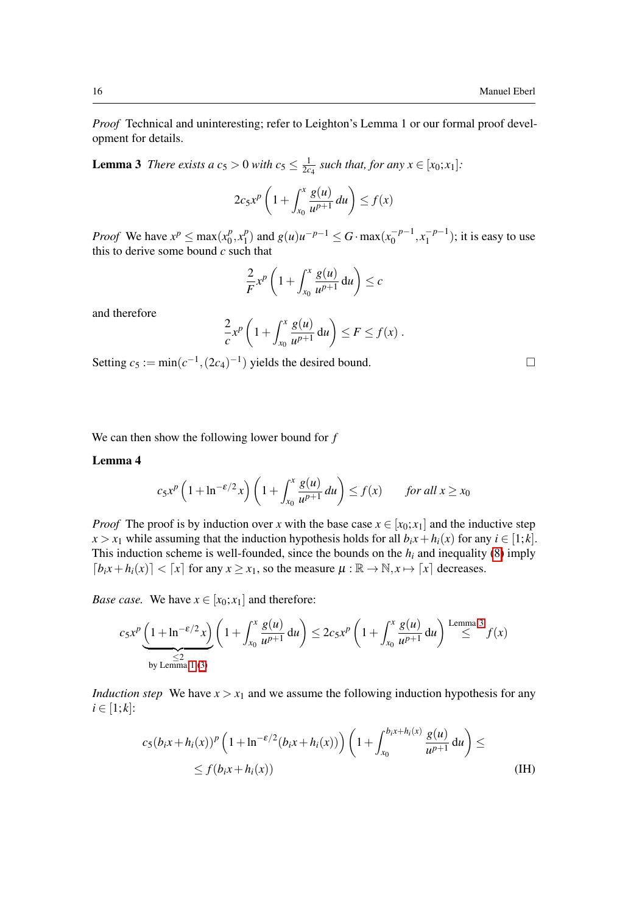*Proof* Technical and uninteresting; refer to Leighton's Lemma 1 or our formal proof development for details.

**Lemma 3** *There exists a $c_5 > 0$ with $c_5 \leq \frac{1}{2c_4}$ such that, for any $x \in [x_0; x_1]$:*

$$2c_5 x^p \left(1 + \int_{x_0}^{x} \frac{g(u)}{u^{p+1}}\, du\right) \leq f(x)$$

*Proof* We have $x^p \leq \max(x_0^p, x_1^p)$ and $g(u)u^{-p-1} \leq G \cdot \max(x_0^{-p-1}, x_1^{-p-1})$; it is easy to use this to derive some bound $c$ such that

$$\frac{2}{F} x^p \left(1 + \int_{x_0}^{x} \frac{g(u)}{u^{p+1}}\, \mathrm{d}u\right) \leq c$$

and therefore

$$\frac{2}{c} x^p \left(1 + \int_{x_0}^{x} \frac{g(u)}{u^{p+1}}\, \mathrm{d}u\right) \leq F \leq f(x)\ .$$

Setting $c_5 := \min(c^{-1}, (2c_4)^{-1})$ yields the desired bound. □

We can then show the following lower bound for $f$

**Lemma 4**

$$c_5 x^p \left(1 + \ln^{-\varepsilon/2} x\right) \left(1 + \int_{x_0}^{x} \frac{g(u)}{u^{p+1}}\, du\right) \leq f(x) \qquad \textit{for all } x \geq x_0$$

*Proof* The proof is by induction over $x$ with the base case $x \in [x_0; x_1]$ and the inductive step $x > x_1$ while assuming that the induction hypothesis holds for all $b_i x + h_i(x)$ for any $i \in [1;k]$. This induction scheme is well-founded, since the bounds on the $h_i$ and inequality (8) imply $\lceil b_i x + h_i(x) \rceil < \lceil x \rceil$ for any $x \geq x_1$, so the measure $\mu : \mathbb{R} \to \mathbb{N}, x \mapsto \lceil x \rceil$ decreases.

*Base case.* We have $x \in [x_0; x_1]$ and therefore:

$$c_5 x^p \underbrace{\left(1 + \ln^{-\varepsilon/2} x\right)}_{\substack{\leq 2 \\ \text{by Lemma 1 (3)}}} \left(1 + \int_{x_0}^{x} \frac{g(u)}{u^{p+1}}\, \mathrm{d}u\right) \leq 2c_5 x^p \left(1 + \int_{x_0}^{x} \frac{g(u)}{u^{p+1}}\, \mathrm{d}u\right) \overset{\text{Lemma 3}}{\leq} f(x)$$

*Induction step* We have $x > x_1$ and we assume the following induction hypothesis for any $i \in [1;k]$:

$$c_5 (b_i x + h_i(x))^p \left(1 + \ln^{-\varepsilon/2}(b_i x + h_i(x))\right) \left(1 + \int_{x_0}^{b_i x + h_i(x)} \frac{g(u)}{u^{p+1}}\, \mathrm{d}u\right) \leq$$
$$\leq f(b_i x + h_i(x)) \tag{IH}$$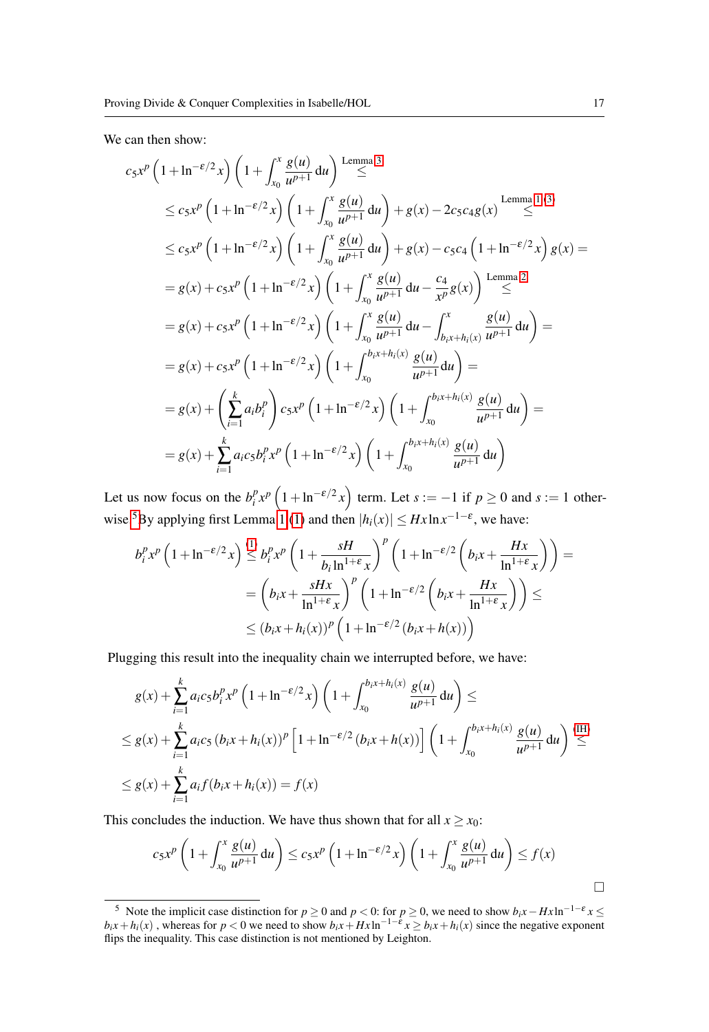We can then show:

$$
\begin{aligned}
&c_5 x^p \left(1+\ln^{-\varepsilon/2} x\right)\left(1+\int_{x_0}^{x} \frac{g(u)}{u^{p+1}}\,\mathrm{d}u\right) \overset{\text{Lemma 3}}{\leq} \\
&\leq c_5 x^p \left(1+\ln^{-\varepsilon/2} x\right)\left(1+\int_{x_0}^{x} \frac{g(u)}{u^{p+1}}\,\mathrm{d}u\right) + g(x) - 2c_5 c_4 g(x) \overset{\text{Lemma 1 (3)}}{\leq} \\
&\leq c_5 x^p \left(1+\ln^{-\varepsilon/2} x\right)\left(1+\int_{x_0}^{x} \frac{g(u)}{u^{p+1}}\,\mathrm{d}u\right) + g(x) - c_5 c_4 \left(1+\ln^{-\varepsilon/2} x\right) g(x) = \\
&= g(x) + c_5 x^p \left(1+\ln^{-\varepsilon/2} x\right)\left(1+\int_{x_0}^{x} \frac{g(u)}{u^{p+1}}\,\mathrm{d}u - \frac{c_4}{x^p} g(x)\right) \overset{\text{Lemma 2}}{\leq} \\
&= g(x) + c_5 x^p \left(1+\ln^{-\varepsilon/2} x\right)\left(1+\int_{x_0}^{x} \frac{g(u)}{u^{p+1}}\,\mathrm{d}u - \int_{b_i x + h_i(x)}^{x} \frac{g(u)}{u^{p+1}}\,\mathrm{d}u\right) = \\
&= g(x) + c_5 x^p \left(1+\ln^{-\varepsilon/2} x\right)\left(1+\int_{x_0}^{b_i x + h_i(x)} \frac{g(u)}{u^{p+1}}\,\mathrm{d}u\right) = \\
&= g(x) + \left(\sum_{i=1}^{k} a_i b_i^p\right) c_5 x^p \left(1+\ln^{-\varepsilon/2} x\right)\left(1+\int_{x_0}^{b_i x + h_i(x)} \frac{g(u)}{u^{p+1}}\,\mathrm{d}u\right) = \\
&= g(x) + \sum_{i=1}^{k} a_i c_5 b_i^p x^p \left(1+\ln^{-\varepsilon/2} x\right)\left(1+\int_{x_0}^{b_i x + h_i(x)} \frac{g(u)}{u^{p+1}}\,\mathrm{d}u\right)
\end{aligned}
$$

Let us now focus on the $b_i^p x^p \left(1+\ln^{-\varepsilon/2} x\right)$ term. Let $s := -1$ if $p \geq 0$ and $s := 1$ otherwise.[5] By applying first Lemma 1 (1) and then $|h_i(x)| \leq Hx \ln x^{-1-\varepsilon}$, we have:

$$
\begin{aligned}
b_i^p x^p \left(1+\ln^{-\varepsilon/2} x\right) &\overset{(1)}{\leq} b_i^p x^p \left(1+\frac{sH}{b_i \ln^{1+\varepsilon} x}\right)^p \left(1+\ln^{-\varepsilon/2}\left(b_i x + \frac{Hx}{\ln^{1+\varepsilon} x}\right)\right) = \\
&= \left(b_i x + \frac{sHx}{\ln^{1+\varepsilon} x}\right)^p \left(1+\ln^{-\varepsilon/2}\left(b_i x + \frac{Hx}{\ln^{1+\varepsilon} x}\right)\right) \leq \\
&\leq (b_i x + h_i(x))^p \left(1+\ln^{-\varepsilon/2}(b_i x + h(x))\right)
\end{aligned}
$$

Plugging this result into the inequality chain we interrupted before, we have:

$$
\begin{aligned}
&g(x) + \sum_{i=1}^{k} a_i c_5 b_i^p x^p \left(1+\ln^{-\varepsilon/2} x\right)\left(1+\int_{x_0}^{b_i x + h_i(x)} \frac{g(u)}{u^{p+1}}\,\mathrm{d}u\right) \leq \\
&\leq g(x) + \sum_{i=1}^{k} a_i c_5 (b_i x + h_i(x))^p \left[1+\ln^{-\varepsilon/2}(b_i x + h(x))\right]\left(1+\int_{x_0}^{b_i x + h_i(x)} \frac{g(u)}{u^{p+1}}\,\mathrm{d}u\right) \overset{\text{(IH)}}{\leq} \\
&\leq g(x) + \sum_{i=1}^{k} a_i f(b_i x + h_i(x)) = f(x)
\end{aligned}
$$

This concludes the induction. We have thus shown that for all $x \geq x_0$:

$$
c_5 x^p \left(1+\int_{x_0}^{x} \frac{g(u)}{u^{p+1}}\,\mathrm{d}u\right) \leq c_5 x^p \left(1+\ln^{-\varepsilon/2} x\right)\left(1+\int_{x_0}^{x} \frac{g(u)}{u^{p+1}}\,\mathrm{d}u\right) \leq f(x)
$$

□

[5] Note the implicit case distinction for $p \geq 0$ and $p < 0$: for $p \geq 0$, we need to show $b_i x - Hx \ln^{-1-\varepsilon} x \leq b_i x + h_i(x)$, whereas for $p < 0$ we need to show $b_i x + Hx \ln^{-1-\varepsilon} x \geq b_i x + h_i(x)$ since the negative exponent flips the inequality. This case distinction is not mentioned by Leighton.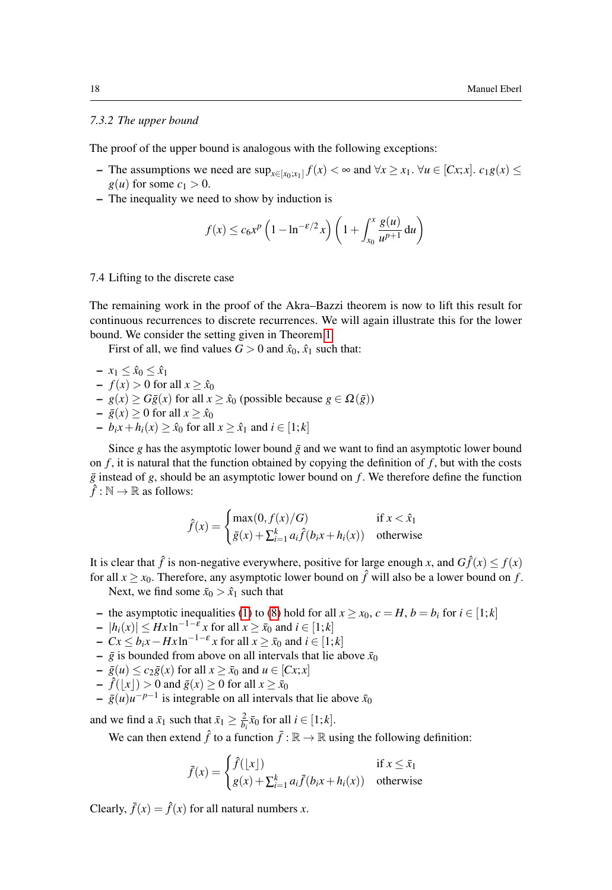#### 7.3.2 The upper bound

The proof of the upper bound is analogous with the following exceptions:

- The assumptions we need are $\sup_{x \in [x_0;x_1]} f(x) < \infty$ and $\forall x \geq x_1.\ \forall u \in [Cx;x].\ c_1 g(x) \leq g(u)$ for some $c_1 > 0$.
- The inequality we need to show by induction is

$$f(x) \leq c_6 x^p \left(1 - \ln^{-\varepsilon/2} x\right) \left(1 + \int_{x_0}^{x} \frac{g(u)}{u^{p+1}} \, \mathrm{d}u\right)$$

### 7.4 Lifting to the discrete case

The remaining work in the proof of the Akra–Bazzi theorem is now to lift this result for continuous recurrences to discrete recurrences. We will again illustrate this for the lower bound. We consider the setting given in Theorem 1.

First of all, we find values $G > 0$ and $\hat{x}_0$, $\hat{x}_1$ such that:

- $x_1 \leq \hat{x}_0 \leq \hat{x}_1$
- $f(x) > 0$ for all $x \geq \hat{x}_0$
- $g(x) \geq G\bar{g}(x)$ for all $x \geq \hat{x}_0$ (possible because $g \in \Omega(\bar{g})$)
- $\bar{g}(x) \geq 0$ for all $x \geq \hat{x}_0$
- $b_i x + h_i(x) \geq \hat{x}_0$ for all $x \geq \hat{x}_1$ and $i \in [1;k]$

Since $g$ has the asymptotic lower bound $\bar{g}$ and we want to find an asymptotic lower bound on $f$, it is natural that the function obtained by copying the definition of $f$, but with the costs $\bar{g}$ instead of $g$, should be an asymptotic lower bound on $f$. We therefore define the function $\hat{f} : \mathbb{N} \to \mathbb{R}$ as follows:

$$\hat{f}(x) = \begin{cases} \max(0, f(x)/G) & \text{if } x < \hat{x}_1 \\ \bar{g}(x) + \sum_{i=1}^{k} a_i \hat{f}(b_i x + h_i(x)) & \text{otherwise} \end{cases}$$

It is clear that $\hat{f}$ is non-negative everywhere, positive for large enough $x$, and $G\hat{f}(x) \leq f(x)$ for all $x \geq x_0$. Therefore, any asymptotic lower bound on $\hat{f}$ will also be a lower bound on $f$.

Next, we find some $\bar{x}_0 > \hat{x}_1$ such that

- the asymptotic inequalities (1) to (8) hold for all $x \geq x_0$, $c = H$, $b = b_i$ for $i \in [1;k]$
- $|h_i(x)| \leq Hx\ln^{-1-\varepsilon} x$ for all $x \geq \bar{x}_0$ and $i \in [1;k]$
- $Cx \leq b_i x - Hx\ln^{-1-\varepsilon} x$ for all $x \geq \bar{x}_0$ and $i \in [1;k]$
- $\bar{g}$ is bounded from above on all intervals that lie above $\bar{x}_0$
- $\bar{g}(u) \leq c_2 \bar{g}(x)$ for all $x \geq \bar{x}_0$ and $u \in [Cx;x]$
- $\hat{f}(\lfloor x \rfloor) > 0$ and $\bar{g}(x) \geq 0$ for all $x \geq \bar{x}_0$
- $\bar{g}(u)u^{-p-1}$ is integrable on all intervals that lie above $\bar{x}_0$

and we find a $\bar{x}_1$ such that $\bar{x}_1 \geq \frac{2}{b_i}\bar{x}_0$ for all $i \in [1;k]$.

We can then extend $\hat{f}$ to a function $\bar{f} : \mathbb{R} \to \mathbb{R}$ using the following definition:

$$\bar{f}(x) = \begin{cases} \hat{f}(\lfloor x \rfloor) & \text{if } x \leq \bar{x}_1 \\ g(x) + \sum_{i=1}^{k} a_i \bar{f}(b_i x + h_i(x)) & \text{otherwise} \end{cases}$$

Clearly, $\bar{f}(x) = \hat{f}(x)$ for all natural numbers $x$.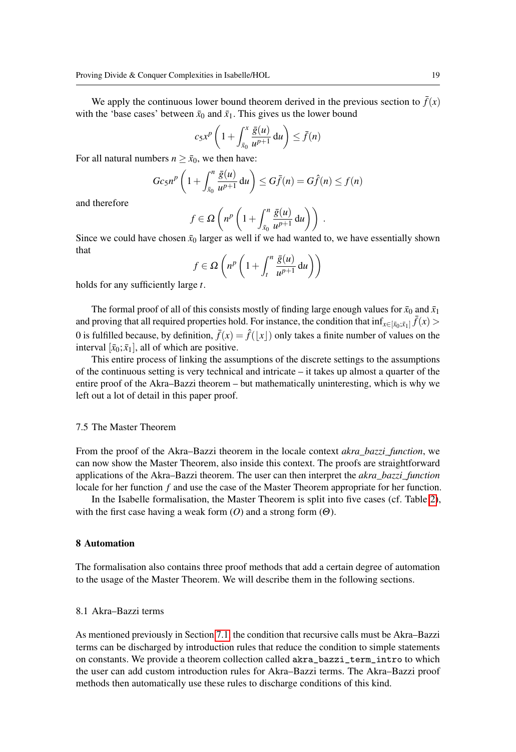We apply the continuous lower bound theorem derived in the previous section to $\bar{f}(x)$ with the 'base cases' between $\bar{x}_0$ and $\bar{x}_1$. This gives us the lower bound

$$c_5 x^p \left(1 + \int_{\bar{x}_0}^{x} \frac{\bar{g}(u)}{u^{p+1}} \, \mathrm{d}u\right) \leq \bar{f}(n)$$

For all natural numbers $n \geq \bar{x}_0$, we then have:

$$G c_5 n^p \left(1 + \int_{\bar{x}_0}^{n} \frac{\bar{g}(u)}{u^{p+1}} \, \mathrm{d}u\right) \leq G\bar{f}(n) = G\hat{f}(n) \leq f(n)$$

and therefore

$$f \in \Omega\left(n^p \left(1 + \int_{\bar{x}_0}^{n} \frac{\bar{g}(u)}{u^{p+1}} \, \mathrm{d}u\right)\right) .$$

Since we could have chosen $\bar{x}_0$ larger as well if we had wanted to, we have essentially shown that

$$f \in \Omega\left(n^p \left(1 + \int_{t}^{n} \frac{\bar{g}(u)}{u^{p+1}} \, \mathrm{d}u\right)\right)$$

holds for any sufficiently large $t$.

The formal proof of all of this consists mostly of finding large enough values for $\bar{x}_0$ and $\bar{x}_1$ and proving that all required properties hold. For instance, the condition that $\inf_{x \in [\bar{x}_0;\bar{x}_1]} \bar{f}(x) > 0$ is fulfilled because, by definition, $\bar{f}(x) = \hat{f}(\lfloor x \rfloor)$ only takes a finite number of values on the interval $[\bar{x}_0;\bar{x}_1]$, all of which are positive.

This entire process of linking the assumptions of the discrete settings to the assumptions of the continuous setting is very technical and intricate – it takes up almost a quarter of the entire proof of the Akra–Bazzi theorem – but mathematically uninteresting, which is why we left out a lot of detail in this paper proof.

### 7.5 The Master Theorem

From the proof of the Akra–Bazzi theorem in the locale context *akra_bazzi_function*, we can now show the Master Theorem, also inside this context. The proofs are straightforward applications of the Akra–Bazzi theorem. The user can then interpret the *akra_bazzi_function* locale for her function $f$ and use the case of the Master Theorem appropriate for her function.

In the Isabelle formalisation, the Master Theorem is split into five cases (cf. Table 2), with the first case having a weak form ($O$) and a strong form ($\Theta$).

## 8 Automation

The formalisation also contains three proof methods that add a certain degree of automation to the usage of the Master Theorem. We will describe them in the following sections.

### 8.1 Akra–Bazzi terms

As mentioned previously in Section 7.1, the condition that recursive calls must be Akra–Bazzi terms can be discharged by introduction rules that reduce the condition to simple statements on constants. We provide a theorem collection called `akra_bazzi_term_intro` to which the user can add custom introduction rules for Akra–Bazzi terms. The Akra–Bazzi proof methods then automatically use these rules to discharge conditions of this kind.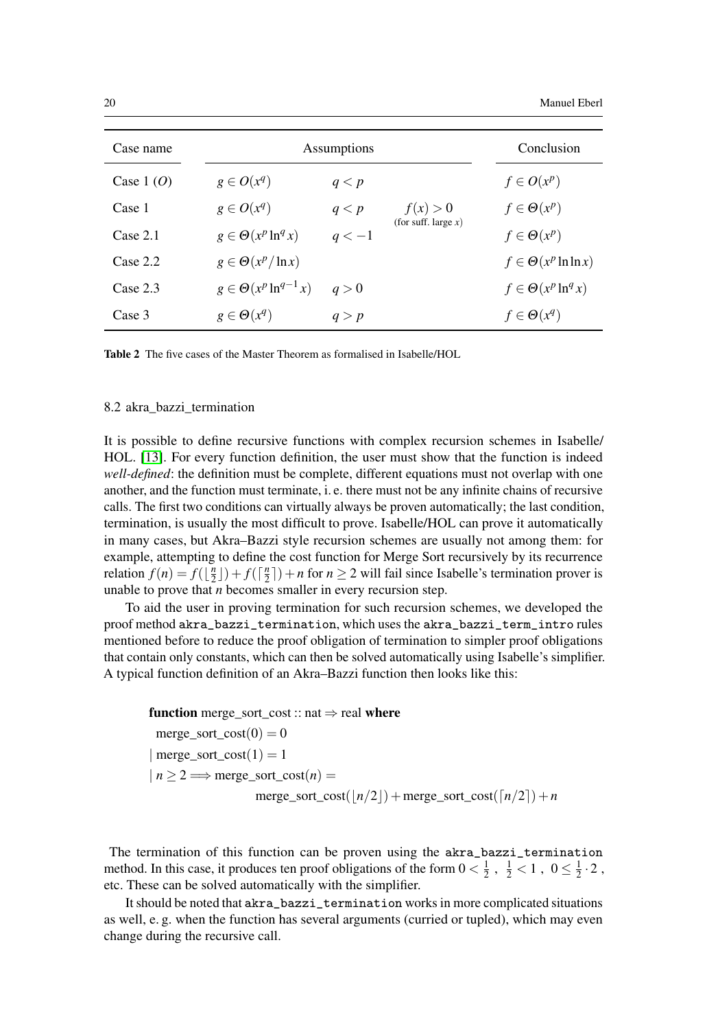| Case name | Assumptions | | | Conclusion |
|---|---|---|---|---|
| Case 1 ($O$) | $g \in O(x^q)$ | $q < p$ | | $f \in O(x^p)$ |
| Case 1 | $g \in O(x^q)$ | $q < p$ | $f(x) > 0$ (for suff. large $x$) | $f \in \Theta(x^p)$ |
| Case 2.1 | $g \in \Theta(x^p \ln^q x)$ | $q < -1$ | | $f \in \Theta(x^p)$ |
| Case 2.2 | $g \in \Theta(x^p / \ln x)$ | | | $f \in \Theta(x^p \ln \ln x)$ |
| Case 2.3 | $g \in \Theta(x^p \ln^{q-1} x)$ | $q > 0$ | | $f \in \Theta(x^p \ln^q x)$ |
| Case 3 | $g \in \Theta(x^q)$ | $q > p$ | | $f \in \Theta(x^q)$ |

**Table 2** The five cases of the Master Theorem as formalised in Isabelle/HOL

### 8.2 akra_bazzi_termination

It is possible to define recursive functions with complex recursion schemes in Isabelle/HOL. [13]. For every function definition, the user must show that the function is indeed *well-defined*: the definition must be complete, different equations must not overlap with one another, and the function must terminate, i. e. there must not be any infinite chains of recursive calls. The first two conditions can virtually always be proven automatically; the last condition, termination, is usually the most difficult to prove. Isabelle/HOL can prove it automatically in many cases, but Akra–Bazzi style recursion schemes are usually not among them: for example, attempting to define the cost function for Merge Sort recursively by its recurrence relation $f(n) = f(\lfloor \frac{n}{2} \rfloor) + f(\lceil \frac{n}{2} \rceil) + n$ for $n \geq 2$ will fail since Isabelle's termination prover is unable to prove that $n$ becomes smaller in every recursion step.

To aid the user in proving termination for such recursion schemes, we developed the proof method `akra_bazzi_termination`, which uses the `akra_bazzi_term_intro` rules mentioned before to reduce the proof obligation of termination to simpler proof obligations that contain only constants, which can then be solved automatically using Isabelle's simplifier. A typical function definition of an Akra–Bazzi function then looks like this:

**function** merge_sort_cost :: nat $\Rightarrow$ real **where**
  merge_sort_cost$(0) = 0$
| merge_sort_cost$(1) = 1$
| $n \geq 2 \Longrightarrow$ merge_sort_cost$(n) =$
    merge_sort_cost$(\lfloor n/2 \rfloor)$ + merge_sort_cost$(\lceil n/2 \rceil) + n$

The termination of this function can be proven using the `akra_bazzi_termination` method. In this case, it produces ten proof obligations of the form $0 < \frac{1}{2}$ , $\frac{1}{2} < 1$ , $0 \leq \frac{1}{2} \cdot 2$ , etc. These can be solved automatically with the simplifier.

It should be noted that `akra_bazzi_termination` works in more complicated situations as well, e. g. when the function has several arguments (curried or tupled), which may even change during the recursive call.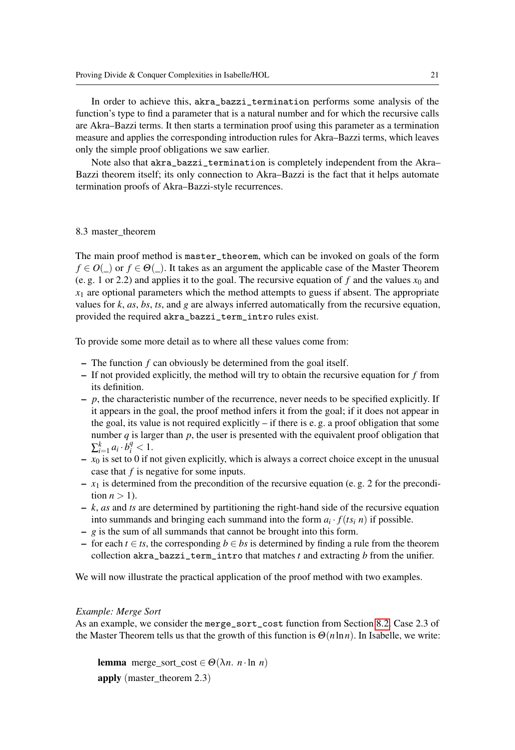In order to achieve this, `akra_bazzi_termination` performs some analysis of the function's type to find a parameter that is a natural number and for which the recursive calls are Akra–Bazzi terms. It then starts a termination proof using this parameter as a termination measure and applies the corresponding introduction rules for Akra–Bazzi terms, which leaves only the simple proof obligations we saw earlier.

Note also that `akra_bazzi_termination` is completely independent from the Akra–Bazzi theorem itself; its only connection to Akra–Bazzi is the fact that it helps automate termination proofs of Akra–Bazzi-style recurrences.

### 8.3 master_theorem

The main proof method is `master_theorem`, which can be invoked on goals of the form $f \in O(\_)$ or $f \in \Theta(\_)$. It takes as an argument the applicable case of the Master Theorem (e. g. 1 or 2.2) and applies it to the goal. The recursive equation of $f$ and the values $x_0$ and $x_1$ are optional parameters which the method attempts to guess if absent. The appropriate values for $k$, *as*, *bs*, *ts*, and $g$ are always inferred automatically from the recursive equation, provided the required `akra_bazzi_term_intro` rules exist.

To provide some more detail as to where all these values come from:

- The function $f$ can obviously be determined from the goal itself.
- If not provided explicitly, the method will try to obtain the recursive equation for $f$ from its definition.
- $p$, the characteristic number of the recurrence, never needs to be specified explicitly. If it appears in the goal, the proof method infers it from the goal; if it does not appear in the goal, its value is not required explicitly – if there is e. g. a proof obligation that some number $q$ is larger than $p$, the user is presented with the equivalent proof obligation that $\sum_{i=1}^{k} a_i \cdot b_i^q < 1$.
- $x_0$ is set to 0 if not given explicitly, which is always a correct choice except in the unusual case that $f$ is negative for some inputs.
- $x_1$ is determined from the precondition of the recursive equation (e. g. 2 for the precondition $n > 1$).
- $k$, *as* and *ts* are determined by partitioning the right-hand side of the recursive equation into summands and bringing each summand into the form $a_i \cdot f(ts_i\ n)$ if possible.
- $g$ is the sum of all summands that cannot be brought into this form.
- for each $t \in ts$, the corresponding $b \in bs$ is determined by finding a rule from the theorem collection `akra_bazzi_term_intro` that matches $t$ and extracting $b$ from the unifier.

We will now illustrate the practical application of the proof method with two examples.

*Example: Merge Sort*

As an example, we consider the `merge_sort_cost` function from Section 8.2. Case 2.3 of the Master Theorem tells us that the growth of this function is $\Theta(n \ln n)$. In Isabelle, we write:

**lemma** merge_sort_cost $\in \Theta(\lambda n.\ n \cdot \ln\ n)$
**apply** (master_theorem 2.3)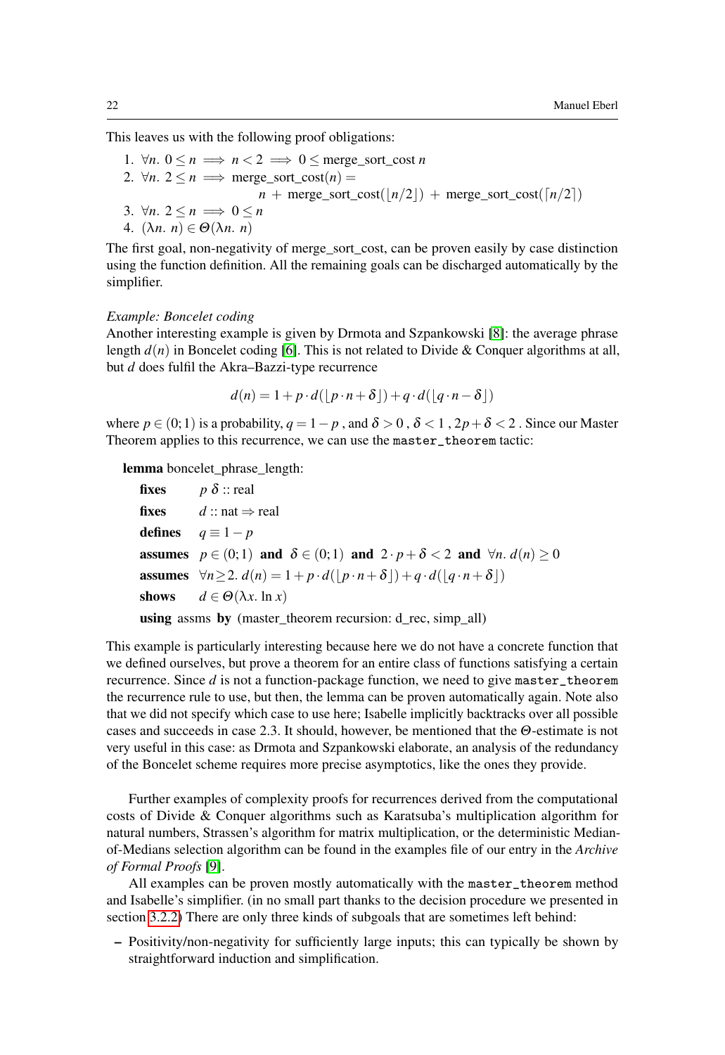This leaves us with the following proof obligations:

1. $\forall n.\ 0 \le n \implies n < 2 \implies 0 \le \text{merge\_sort\_cost}\ n$
2. $\forall n.\ 2 \le n \implies \text{merge\_sort\_cost}(n) =$
   $n + \text{merge\_sort\_cost}(\lfloor n/2 \rfloor) + \text{merge\_sort\_cost}(\lceil n/2 \rceil)$
3. $\forall n.\ 2 \le n \implies 0 \le n$
4. $(\lambda n.\ n) \in \Theta(\lambda n.\ n)$

The first goal, non-negativity of merge_sort_cost, can be proven easily by case distinction using the function definition. All the remaining goals can be discharged automatically by the simplifier.

*Example: Boncelet coding*
Another interesting example is given by Drmota and Szpankowski [8]: the average phrase length $d(n)$ in Boncelet coding [6]. This is not related to Divide & Conquer algorithms at all, but $d$ does fulfil the Akra–Bazzi-type recurrence

$$d(n) = 1 + p \cdot d(\lfloor p \cdot n + \delta \rfloor) + q \cdot d(\lfloor q \cdot n - \delta \rfloor)$$

where $p \in (0;1)$ is a probability, $q = 1 - p$ , and $\delta > 0$ , $\delta < 1$ , $2p + \delta < 2$ . Since our Master Theorem applies to this recurrence, we can use the `master_theorem` tactic:

**lemma** boncelet_phrase_length:
  **fixes** $p\ \delta$ :: real
  **fixes** $d$ :: nat $\Rightarrow$ real
  **defines** $q \equiv 1 - p$
  **assumes** $p \in (0;1)$ **and** $\delta \in (0;1)$ **and** $2 \cdot p + \delta < 2$ **and** $\forall n.\ d(n) \ge 0$
  **assumes** $\forall n \ge 2.\ d(n) = 1 + p \cdot d(\lfloor p \cdot n + \delta \rfloor) + q \cdot d(\lfloor q \cdot n + \delta \rfloor)$
  **shows** $d \in \Theta(\lambda x.\ \ln x)$
  **using** assms **by** (master_theorem recursion: d_rec, simp_all)

This example is particularly interesting because here we do not have a concrete function that we defined ourselves, but prove a theorem for an entire class of functions satisfying a certain recurrence. Since $d$ is not a function-package function, we need to give `master_theorem` the recurrence rule to use, but then, the lemma can be proven automatically again. Note also that we did not specify which case to use here; Isabelle implicitly backtracks over all possible cases and succeeds in case 2.3. It should, however, be mentioned that the $\Theta$-estimate is not very useful in this case: as Drmota and Szpankowski elaborate, an analysis of the redundancy of the Boncelet scheme requires more precise asymptotics, like the ones they provide.

Further examples of complexity proofs for recurrences derived from the computational costs of Divide & Conquer algorithms such as Karatsuba's multiplication algorithm for natural numbers, Strassen's algorithm for matrix multiplication, or the deterministic Median-of-Medians selection algorithm can be found in the examples file of our entry in the *Archive of Formal Proofs* [9].

All examples can be proven mostly automatically with the `master_theorem` method and Isabelle's simplifier. (in no small part thanks to the decision procedure we presented in section 3.2.2) There are only three kinds of subgoals that are sometimes left behind:

– Positivity/non-negativity for sufficiently large inputs; this can typically be shown by straightforward induction and simplification.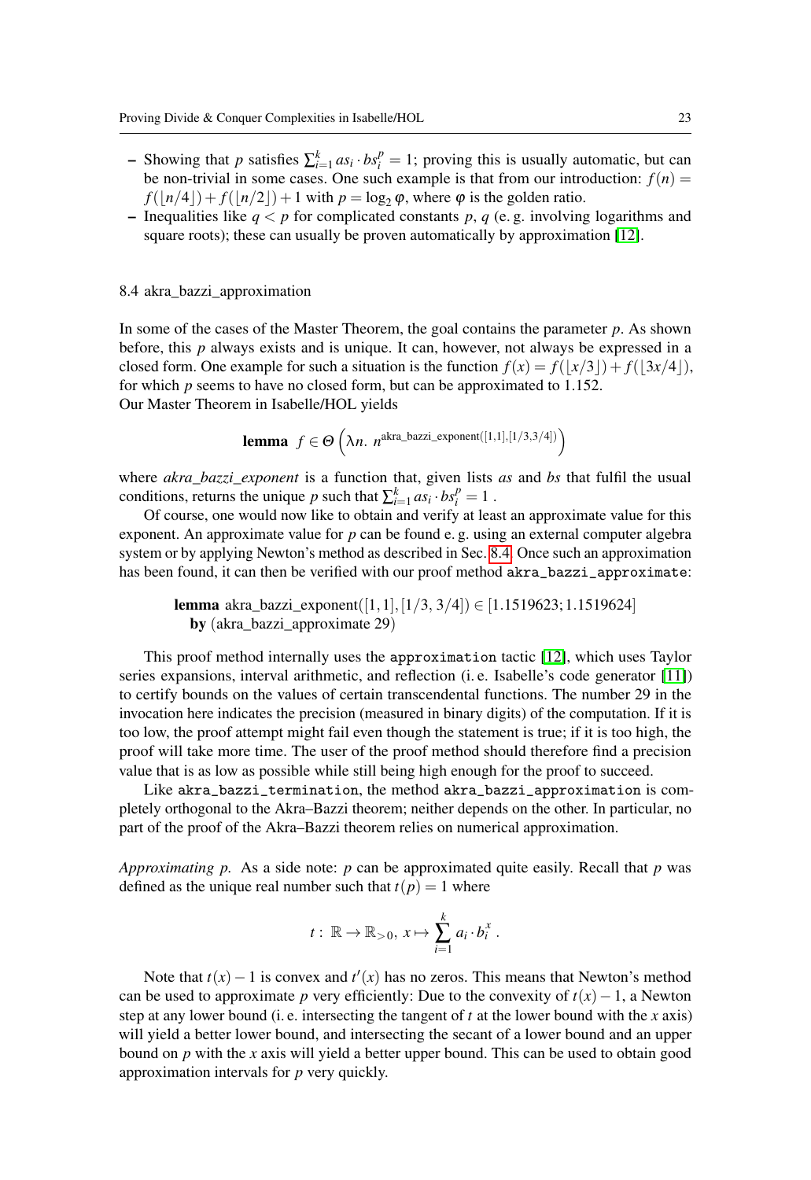- Showing that $p$ satisfies $\sum_{i=1}^{k} as_i \cdot bs_i^p = 1$; proving this is usually automatic, but can be non-trivial in some cases. One such example is that from our introduction: $f(n) = f(\lfloor n/4 \rfloor) + f(\lfloor n/2 \rfloor) + 1$ with $p = \log_2 \varphi$, where $\varphi$ is the golden ratio.
- Inequalities like $q < p$ for complicated constants $p$, $q$ (e. g. involving logarithms and square roots); these can usually be proven automatically by approximation [12].

### 8.4 akra_bazzi_approximation

In some of the cases of the Master Theorem, the goal contains the parameter $p$. As shown before, this $p$ always exists and is unique. It can, however, not always be expressed in a closed form. One example for such a situation is the function $f(x) = f(\lfloor x/3 \rfloor) + f(\lfloor 3x/4 \rfloor)$, for which $p$ seems to have no closed form, but can be approximated to 1.152.
Our Master Theorem in Isabelle/HOL yields

$$\textbf{lemma}\ \ f \in \Theta\left(\lambda n.\ n^{\text{akra\_bazzi\_exponent}([1,1],[1/3,3/4])}\right)$$

where *akra_bazzi_exponent* is a function that, given lists *as* and *bs* that fulfil the usual conditions, returns the unique $p$ such that $\sum_{i=1}^{k} as_i \cdot bs_i^p = 1$ .

Of course, one would now like to obtain and verify at least an approximate value for this exponent. An approximate value for $p$ can be found e. g. using an external computer algebra system or by applying Newton's method as described in Sec. 8.4. Once such an approximation has been found, it can then be verified with our proof method `akra_bazzi_approximate`:

> **lemma** akra_bazzi_exponent$([1,1],[1/3,\ 3/4]) \in [1.1519623; 1.1519624]$
> **by** (akra_bazzi_approximate 29)

This proof method internally uses the `approximation` tactic [12], which uses Taylor series expansions, interval arithmetic, and reflection (i. e. Isabelle's code generator [11]) to certify bounds on the values of certain transcendental functions. The number 29 in the invocation here indicates the precision (measured in binary digits) of the computation. If it is too low, the proof attempt might fail even though the statement is true; if it is too high, the proof will take more time. The user of the proof method should therefore find a precision value that is as low as possible while still being high enough for the proof to succeed.

Like `akra_bazzi_termination`, the method `akra_bazzi_approximation` is completely orthogonal to the Akra–Bazzi theorem; neither depends on the other. In particular, no part of the proof of the Akra–Bazzi theorem relies on numerical approximation.

*Approximating p.* As a side note: $p$ can be approximated quite easily. Recall that $p$ was defined as the unique real number such that $t(p) = 1$ where

$$t:\ \mathbb{R} \to \mathbb{R}_{>0},\ x \mapsto \sum_{i=1}^{k} a_i \cdot b_i^x\ .$$

Note that $t(x) - 1$ is convex and $t'(x)$ has no zeros. This means that Newton's method can be used to approximate $p$ very efficiently: Due to the convexity of $t(x) - 1$, a Newton step at any lower bound (i. e. intersecting the tangent of $t$ at the lower bound with the $x$ axis) will yield a better lower bound, and intersecting the secant of a lower bound and an upper bound on $p$ with the $x$ axis will yield a better upper bound. This can be used to obtain good approximation intervals for $p$ very quickly.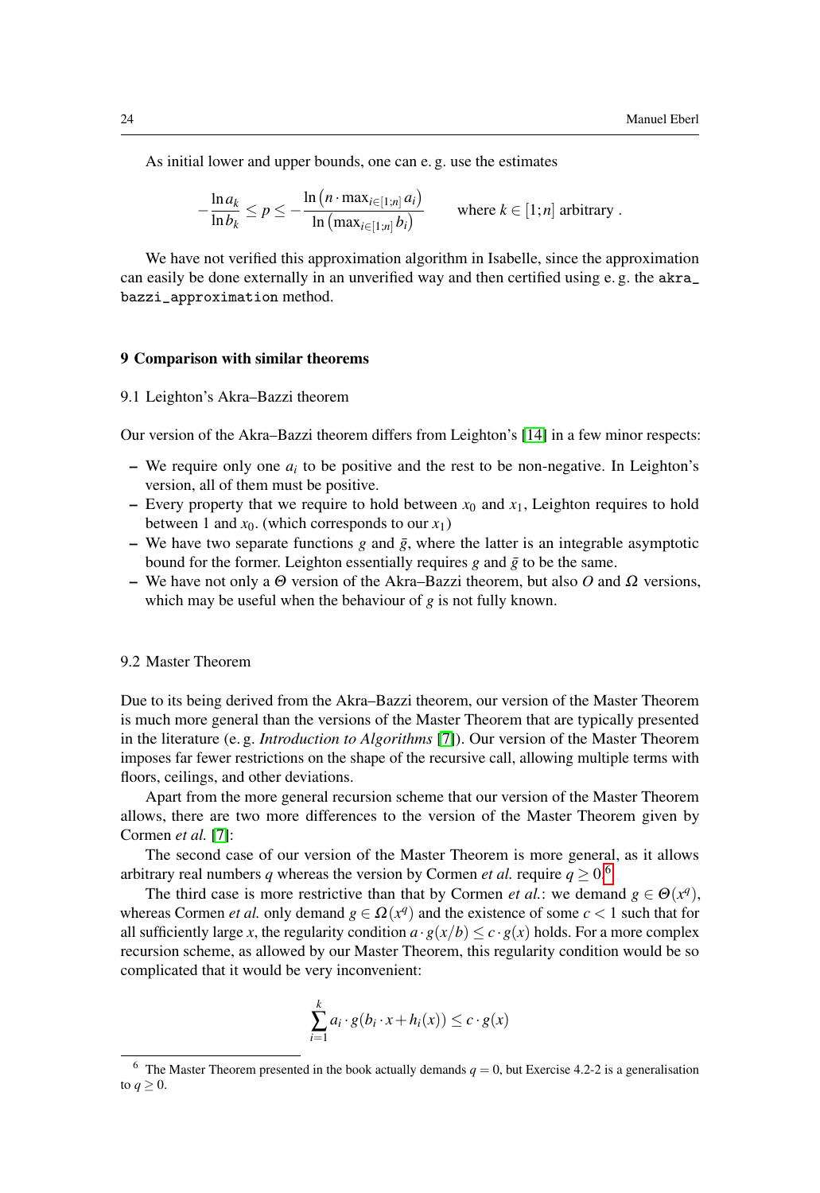As initial lower and upper bounds, one can e. g. use the estimates

$$-\frac{\ln a_k}{\ln b_k} \leq p \leq -\frac{\ln\left(n \cdot \max_{i\in[1;n]} a_i\right)}{\ln\left(\max_{i\in[1;n]} b_i\right)} \qquad \text{where } k \in [1;n] \text{ arbitrary} .$$

We have not verified this approximation algorithm in Isabelle, since the approximation can easily be done externally in an unverified way and then certified using e. g. the `akra_bazzi_approximation` method.

## 9 Comparison with similar theorems

### 9.1 Leighton's Akra–Bazzi theorem

Our version of the Akra–Bazzi theorem differs from Leighton's [14] in a few minor respects:

- We require only one $a_i$ to be positive and the rest to be non-negative. In Leighton's version, all of them must be positive.
- Every property that we require to hold between $x_0$ and $x_1$, Leighton requires to hold between 1 and $x_0$. (which corresponds to our $x_1$)
- We have two separate functions $g$ and $\bar{g}$, where the latter is an integrable asymptotic bound for the former. Leighton essentially requires $g$ and $\bar{g}$ to be the same.
- We have not only a $\Theta$ version of the Akra–Bazzi theorem, but also $O$ and $\Omega$ versions, which may be useful when the behaviour of $g$ is not fully known.

### 9.2 Master Theorem

Due to its being derived from the Akra–Bazzi theorem, our version of the Master Theorem is much more general than the versions of the Master Theorem that are typically presented in the literature (e. g. *Introduction to Algorithms* [7]). Our version of the Master Theorem imposes far fewer restrictions on the shape of the recursive call, allowing multiple terms with floors, ceilings, and other deviations.

Apart from the more general recursion scheme that our version of the Master Theorem allows, there are two more differences to the version of the Master Theorem given by Cormen *et al.* [7]:

The second case of our version of the Master Theorem is more general, as it allows arbitrary real numbers $q$ whereas the version by Cormen *et al.* require $q \geq 0$.[6]

The third case is more restrictive than that by Cormen *et al.*: we demand $g \in \Theta(x^q)$, whereas Cormen *et al.* only demand $g \in \Omega(x^q)$ and the existence of some $c < 1$ such that for all sufficiently large $x$, the regularity condition $a \cdot g(x/b) \leq c \cdot g(x)$ holds. For a more complex recursion scheme, as allowed by our Master Theorem, this regularity condition would be so complicated that it would be very inconvenient:

$$\sum_{i=1}^{k} a_i \cdot g(b_i \cdot x + h_i(x)) \leq c \cdot g(x)$$

[6] The Master Theorem presented in the book actually demands $q = 0$, but Exercise 4.2-2 is a generalisation to $q \geq 0$.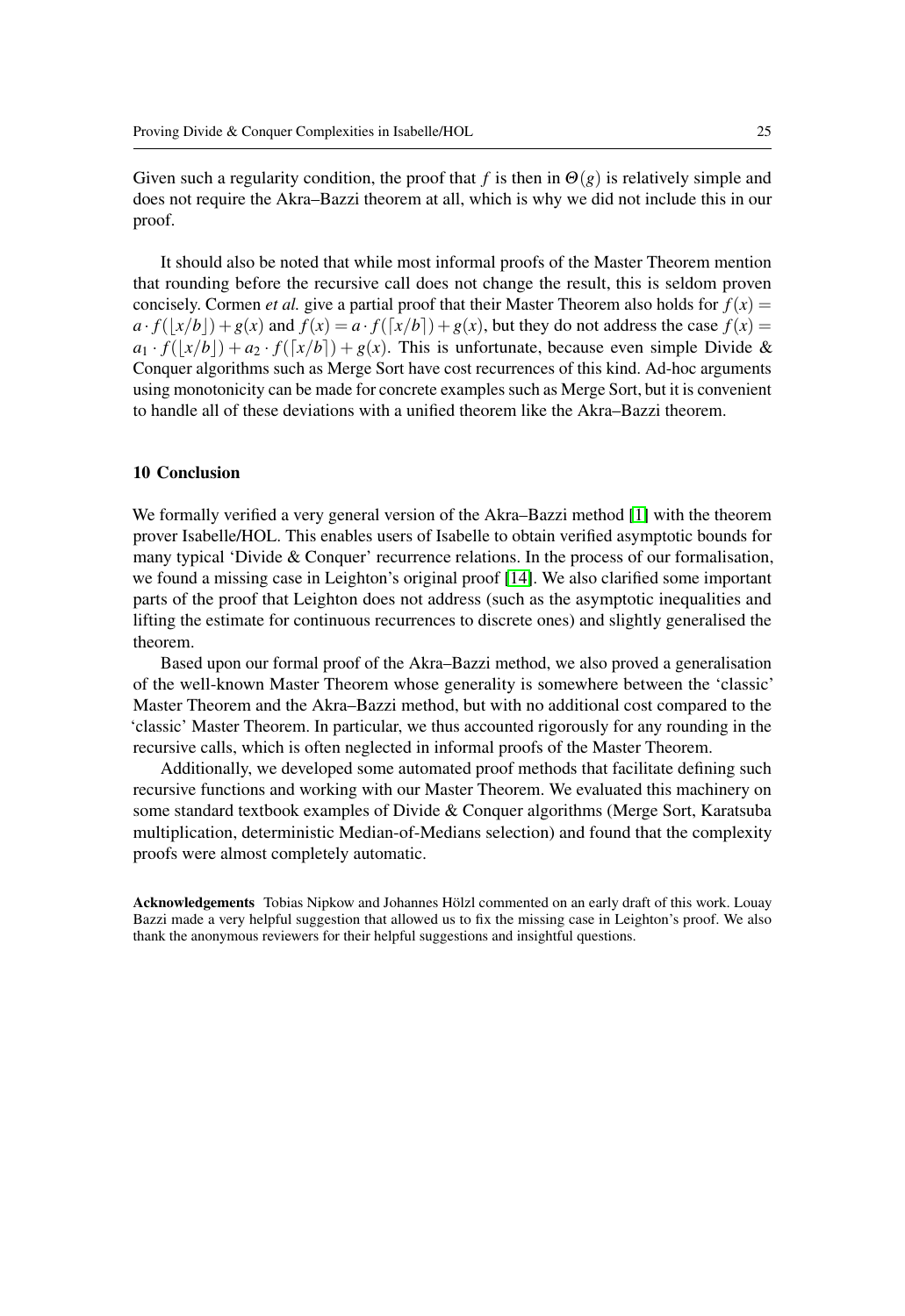Given such a regularity condition, the proof that $f$ is then in $\Theta(g)$ is relatively simple and does not require the Akra–Bazzi theorem at all, which is why we did not include this in our proof.

It should also be noted that while most informal proofs of the Master Theorem mention that rounding before the recursive call does not change the result, this is seldom proven concisely. Cormen *et al.* give a partial proof that their Master Theorem also holds for $f(x) = a \cdot f(\lfloor x/b \rfloor) + g(x)$ and $f(x) = a \cdot f(\lceil x/b \rceil) + g(x)$, but they do not address the case $f(x) = a_1 \cdot f(\lfloor x/b \rfloor) + a_2 \cdot f(\lceil x/b \rceil) + g(x)$. This is unfortunate, because even simple Divide & Conquer algorithms such as Merge Sort have cost recurrences of this kind. Ad-hoc arguments using monotonicity can be made for concrete examples such as Merge Sort, but it is convenient to handle all of these deviations with a unified theorem like the Akra–Bazzi theorem.

## 10 Conclusion

We formally verified a very general version of the Akra–Bazzi method [1] with the theorem prover Isabelle/HOL. This enables users of Isabelle to obtain verified asymptotic bounds for many typical 'Divide & Conquer' recurrence relations. In the process of our formalisation, we found a missing case in Leighton's original proof [14]. We also clarified some important parts of the proof that Leighton does not address (such as the asymptotic inequalities and lifting the estimate for continuous recurrences to discrete ones) and slightly generalised the theorem.

Based upon our formal proof of the Akra–Bazzi method, we also proved a generalisation of the well-known Master Theorem whose generality is somewhere between the 'classic' Master Theorem and the Akra–Bazzi method, but with no additional cost compared to the 'classic' Master Theorem. In particular, we thus accounted rigorously for any rounding in the recursive calls, which is often neglected in informal proofs of the Master Theorem.

Additionally, we developed some automated proof methods that facilitate defining such recursive functions and working with our Master Theorem. We evaluated this machinery on some standard textbook examples of Divide & Conquer algorithms (Merge Sort, Karatsuba multiplication, deterministic Median-of-Medians selection) and found that the complexity proofs were almost completely automatic.

**Acknowledgements** Tobias Nipkow and Johannes Hölzl commented on an early draft of this work. Louay Bazzi made a very helpful suggestion that allowed us to fix the missing case in Leighton's proof. We also thank the anonymous reviewers for their helpful suggestions and insightful questions.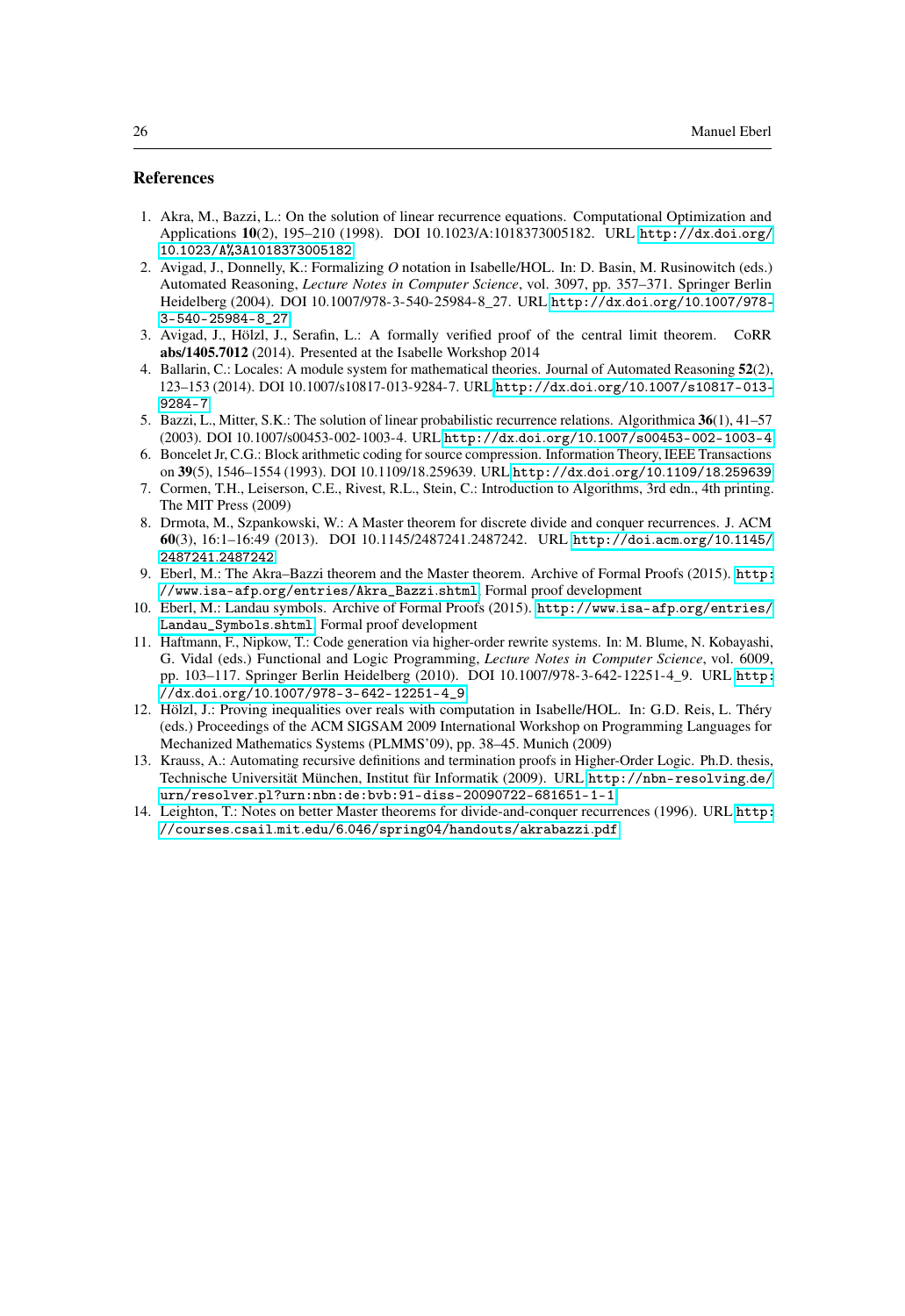## References

1. Akra, M., Bazzi, L.: On the solution of linear recurrence equations. Computational Optimization and Applications **10**(2), 195–210 (1998). DOI 10.1023/A:1018373005182. URL http://dx.doi.org/10.1023/A%3A1018373005182
2. Avigad, J., Donnelly, K.: Formalizing $O$ notation in Isabelle/HOL. In: D. Basin, M. Rusinowitch (eds.) Automated Reasoning, *Lecture Notes in Computer Science*, vol. 3097, pp. 357–371. Springer Berlin Heidelberg (2004). DOI 10.1007/978-3-540-25984-8_27. URL http://dx.doi.org/10.1007/978-3-540-25984-8_27
3. Avigad, J., Hölzl, J., Serafin, L.: A formally verified proof of the central limit theorem. CoRR **abs/1405.7012** (2014). Presented at the Isabelle Workshop 2014
4. Ballarin, C.: Locales: A module system for mathematical theories. Journal of Automated Reasoning **52**(2), 123–153 (2014). DOI 10.1007/s10817-013-9284-7. URL http://dx.doi.org/10.1007/s10817-013-9284-7
5. Bazzi, L., Mitter, S.K.: The solution of linear probabilistic recurrence relations. Algorithmica **36**(1), 41–57 (2003). DOI 10.1007/s00453-002-1003-4. URL http://dx.doi.org/10.1007/s00453-002-1003-4
6. Boncelet Jr, C.G.: Block arithmetic coding for source compression. Information Theory, IEEE Transactions on **39**(5), 1546–1554 (1993). DOI 10.1109/18.259639. URL http://dx.doi.org/10.1109/18.259639
7. Cormen, T.H., Leiserson, C.E., Rivest, R.L., Stein, C.: Introduction to Algorithms, 3rd edn., 4th printing. The MIT Press (2009)
8. Drmota, M., Szpankowski, W.: A Master theorem for discrete divide and conquer recurrences. J. ACM **60**(3), 16:1–16:49 (2013). DOI 10.1145/2487241.2487242. URL http://doi.acm.org/10.1145/2487241.2487242
9. Eberl, M.: The Akra–Bazzi theorem and the Master theorem. Archive of Formal Proofs (2015). http://www.isa-afp.org/entries/Akra_Bazzi.shtml, Formal proof development
10. Eberl, M.: Landau symbols. Archive of Formal Proofs (2015). http://www.isa-afp.org/entries/Landau_Symbols.shtml, Formal proof development
11. Haftmann, F., Nipkow, T.: Code generation via higher-order rewrite systems. In: M. Blume, N. Kobayashi, G. Vidal (eds.) Functional and Logic Programming, *Lecture Notes in Computer Science*, vol. 6009, pp. 103–117. Springer Berlin Heidelberg (2010). DOI 10.1007/978-3-642-12251-4_9. URL http://dx.doi.org/10.1007/978-3-642-12251-4_9
12. Hölzl, J.: Proving inequalities over reals with computation in Isabelle/HOL. In: G.D. Reis, L. Théry (eds.) Proceedings of the ACM SIGSAM 2009 International Workshop on Programming Languages for Mechanized Mathematics Systems (PLMMS'09), pp. 38–45. Munich (2009)
13. Krauss, A.: Automating recursive definitions and termination proofs in Higher-Order Logic. Ph.D. thesis, Technische Universität München, Institut für Informatik (2009). URL http://nbn-resolving.de/urn/resolver.pl?urn:nbn:de:bvb:91-diss-20090722-681651-1-1
14. Leighton, T.: Notes on better Master theorems for divide-and-conquer recurrences (1996). URL http://courses.csail.mit.edu/6.046/spring04/handouts/akrabazzi.pdf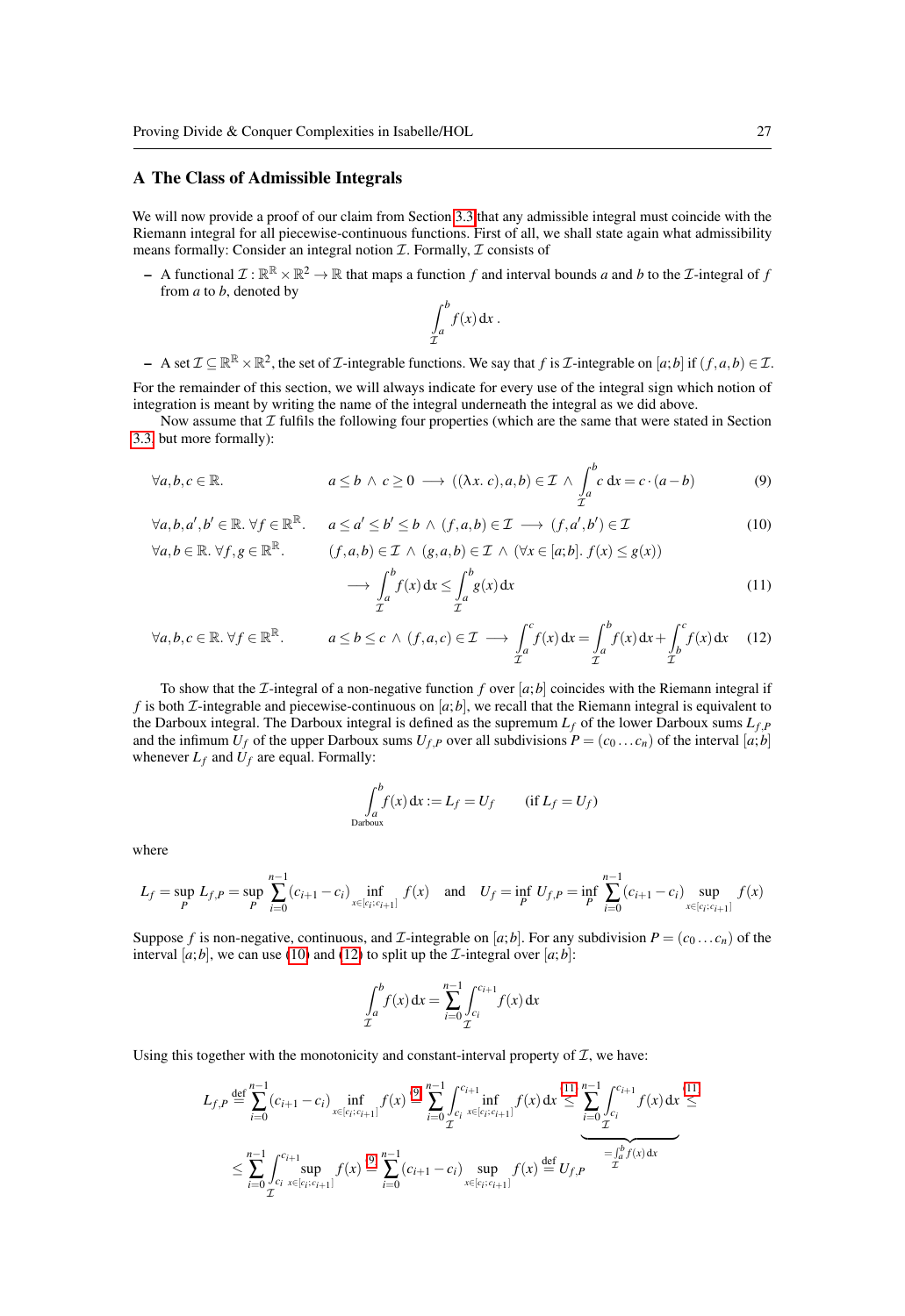## A The Class of Admissible Integrals

We will now provide a proof of our claim from Section 3.3 that any admissible integral must coincide with the Riemann integral for all piecewise-continuous functions. First of all, we shall state again what admissibility means formally: Consider an integral notion $\mathcal{I}$. Formally, $\mathcal{I}$ consists of

– A functional $\mathcal{I} : \mathbb{R}^{\mathbb{R}} \times \mathbb{R}^2 \to \mathbb{R}$ that maps a function $f$ and interval bounds $a$ and $b$ to the $\mathcal{I}$-integral of $f$ from $a$ to $b$, denoted by

$$\underset{\mathcal{I}}{\int_a^b} f(x)\,\mathrm{d}x\,.$$

– A set $\mathcal{I} \subseteq \mathbb{R}^{\mathbb{R}} \times \mathbb{R}^2$, the set of $\mathcal{I}$-integrable functions. We say that $f$ is $\mathcal{I}$-integrable on $[a;b]$ if $(f,a,b) \in \mathcal{I}$.

For the remainder of this section, we will always indicate for every use of the integral sign which notion of integration is meant by writing the name of the integral underneath the integral as we did above.

Now assume that $\mathcal{I}$ fulfils the following four properties (which are the same that were stated in Section 3.3 but more formally):

$$\forall a,b,c \in \mathbb{R}. \qquad a \le b \wedge c \ge 0 \longrightarrow ((\lambda x.\ c),a,b) \in \mathcal{I} \wedge \underset{\mathcal{I}}{\int_a^b} c\,\mathrm{d}x = c\cdot(a-b) \tag{9}$$

$$\forall a,b,a',b' \in \mathbb{R}.\ \forall f \in \mathbb{R}^{\mathbb{R}}. \qquad a \le a' \le b' \le b \wedge (f,a,b) \in \mathcal{I} \longrightarrow (f,a',b') \in \mathcal{I} \tag{10}$$

$$\forall a,b \in \mathbb{R}.\ \forall f,g \in \mathbb{R}^{\mathbb{R}}. \qquad (f,a,b) \in \mathcal{I} \wedge (g,a,b) \in \mathcal{I} \wedge (\forall x \in [a;b].\ f(x) \le g(x)) \longrightarrow \underset{\mathcal{I}}{\int_a^b} f(x)\,\mathrm{d}x \le \underset{\mathcal{I}}{\int_a^b} g(x)\,\mathrm{d}x \tag{11}$$

$$\forall a,b,c \in \mathbb{R}.\ \forall f \in \mathbb{R}^{\mathbb{R}}. \qquad a \le b \le c \wedge (f,a,c) \in \mathcal{I} \longrightarrow \underset{\mathcal{I}}{\int_a^c} f(x)\,\mathrm{d}x = \underset{\mathcal{I}}{\int_a^b} f(x)\,\mathrm{d}x + \underset{\mathcal{I}}{\int_b^c} f(x)\,\mathrm{d}x \tag{12}$$

To show that the $\mathcal{I}$-integral of a non-negative function $f$ over $[a;b]$ coincides with the Riemann integral if $f$ is both $\mathcal{I}$-integrable and piecewise-continuous on $[a;b]$, we recall that the Riemann integral is equivalent to the Darboux integral. The Darboux integral is defined as the supremum $L_f$ of the lower Darboux sums $L_{f,P}$ and the infimum $U_f$ of the upper Darboux sums $U_{f,P}$ over all subdivisions $P = (c_0 \ldots c_n)$ of the interval $[a;b]$ whenever $L_f$ and $U_f$ are equal. Formally:

$$\underset{\text{Darboux}}{\int_a^b} f(x)\,\mathrm{d}x := L_f = U_f \qquad (\text{if } L_f = U_f)$$

where

$$L_f = \sup_P L_{f,P} = \sup_P \sum_{i=0}^{n-1} (c_{i+1}-c_i) \inf_{x\in[c_i;c_{i+1}]} f(x) \quad \text{and} \quad U_f = \inf_P U_{f,P} = \inf_P \sum_{i=0}^{n-1} (c_{i+1}-c_i) \sup_{x\in[c_i;c_{i+1}]} f(x)$$

Suppose $f$ is non-negative, continuous, and $\mathcal{I}$-integrable on $[a;b]$. For any subdivision $P = (c_0 \ldots c_n)$ of the interval $[a;b]$, we can use (10) and (12) to split up the $\mathcal{I}$-integral over $[a;b]$:

$$\underset{\mathcal{I}}{\int_a^b} f(x)\,\mathrm{d}x = \sum_{i=0}^{n-1} \underset{\mathcal{I}}{\int_{c_i}^{c_{i+1}}} f(x)\,\mathrm{d}x$$

Using this together with the monotonicity and constant-interval property of $\mathcal{I}$, we have:

$$L_{f,P} \overset{\text{def}}{=} \sum_{i=0}^{n-1} (c_{i+1}-c_i) \inf_{x\in[c_i;c_{i+1}]} f(x) \overset{(9)}{=} \sum_{i=0}^{n-1} \underset{\mathcal{I}}{\int_{c_i}^{c_{i+1}}} \inf_{x\in[c_i;c_{i+1}]} f(x)\,\mathrm{d}x \overset{(11)}{\le} \underbrace{\sum_{i=0}^{n-1} \underset{\mathcal{I}}{\int_{c_i}^{c_{i+1}}} f(x)\,\mathrm{d}x}_{=\underset{\mathcal{I}}{\int_a^b} f(x)\,\mathrm{d}x} \overset{(11)}{\le}$$

$$\le \sum_{i=0}^{n-1} \underset{\mathcal{I}}{\int_{c_i}^{c_{i+1}}} \sup_{x\in[c_i;c_{i+1}]} f(x) \overset{(9)}{=} \sum_{i=0}^{n-1} (c_{i+1}-c_i) \sup_{x\in[c_i;c_{i+1}]} f(x) \overset{\text{def}}{=} U_{f,P}$$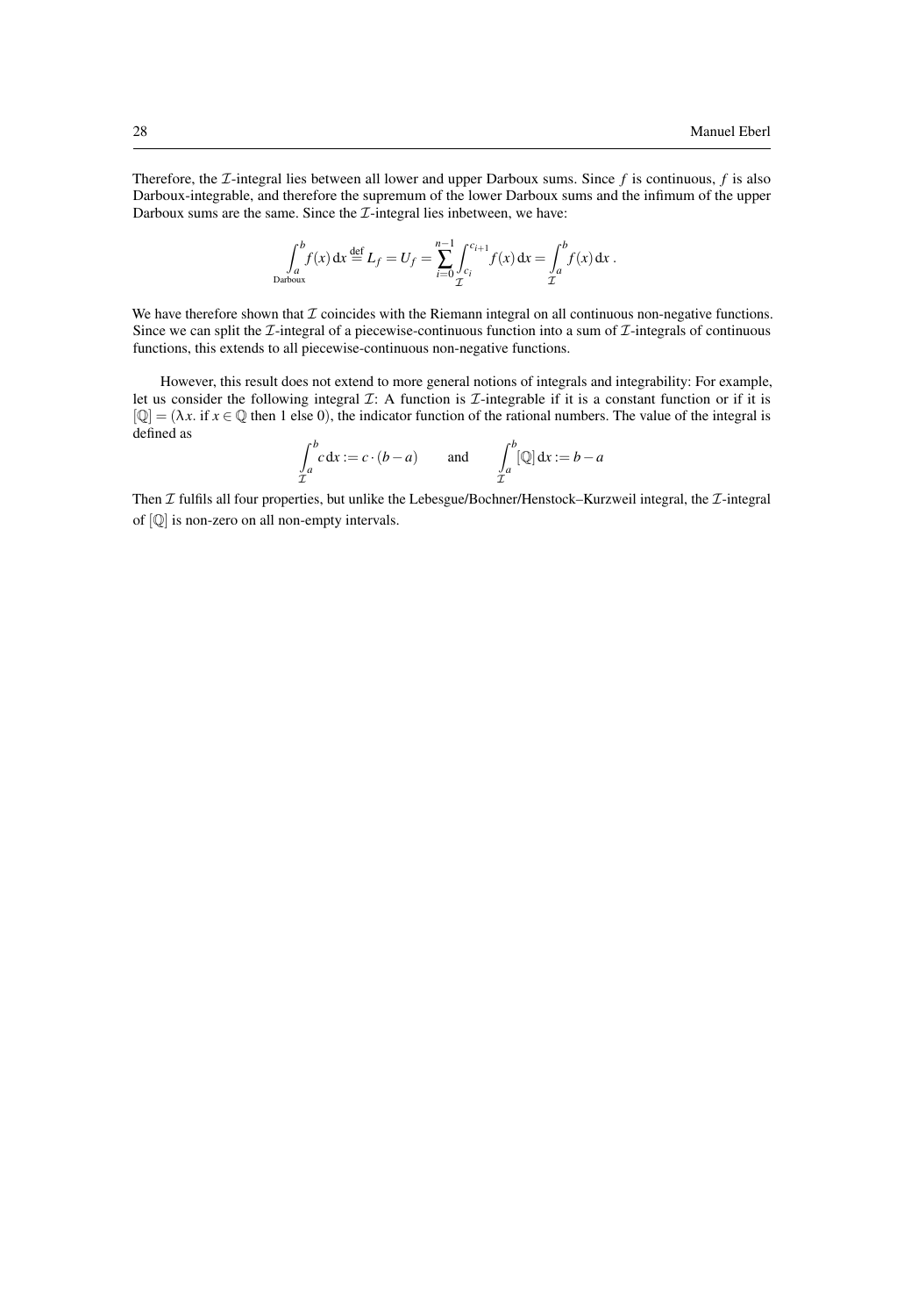Therefore, the $\mathcal{I}$-integral lies between all lower and upper Darboux sums. Since $f$ is continuous, $f$ is also Darboux-integrable, and therefore the supremum of the lower Darboux sums and the infimum of the upper Darboux sums are the same. Since the $\mathcal{I}$-integral lies inbetween, we have:

$$\underset{\text{Darboux}}{\int_a^b} f(x)\,\mathrm{d}x \stackrel{\text{def}}{=} L_f = U_f = \sum_{i=0}^{n-1} \underset{\mathcal{I}}{\int_{c_i}^{c_{i+1}}} f(x)\,\mathrm{d}x = \underset{\mathcal{I}}{\int_a^b} f(x)\,\mathrm{d}x\,.$$

We have therefore shown that $\mathcal{I}$ coincides with the Riemann integral on all continuous non-negative functions. Since we can split the $\mathcal{I}$-integral of a piecewise-continuous function into a sum of $\mathcal{I}$-integrals of continuous functions, this extends to all piecewise-continuous non-negative functions.

However, this result does not extend to more general notions of integrals and integrability: For example, let us consider the following integral $\mathcal{I}$: A function is $\mathcal{I}$-integrable if it is a constant function or if it is $[\mathbb{Q}] = (\lambda x.\ \text{if}\ x \in \mathbb{Q}\ \text{then}\ 1\ \text{else}\ 0)$, the indicator function of the rational numbers. The value of the integral is defined as

$$\underset{\mathcal{I}}{\int_a^b} c\,\mathrm{d}x := c \cdot (b-a) \qquad \text{and} \qquad \underset{\mathcal{I}}{\int_a^b} [\mathbb{Q}]\,\mathrm{d}x := b-a$$

Then $\mathcal{I}$ fulfils all four properties, but unlike the Lebesgue/Bochner/Henstock–Kurzweil integral, the $\mathcal{I}$-integral of $[\mathbb{Q}]$ is non-zero on all non-empty intervals.